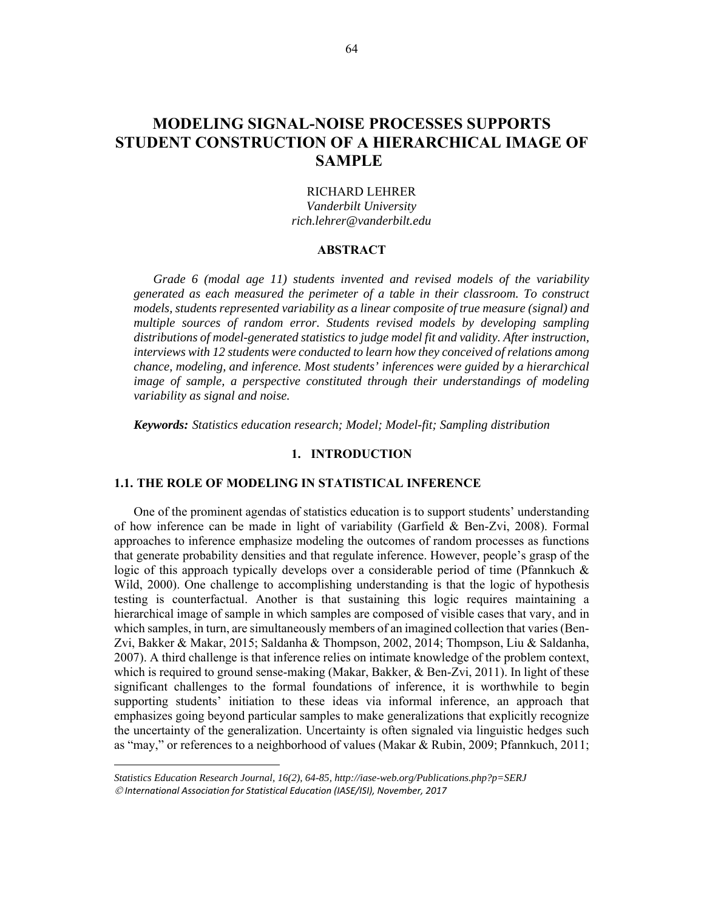# MODELING SIGNAL-NOISE PROCESSES SUPPORTS STUDENT CONSTRUCTION OF A HIERARCHICAL IMAGE OF SAMPLE

RICHARD LEHRER
*Vanderbilt University*
*rich.lehrer@vanderbilt.edu*

## ABSTRACT

*Grade 6 (modal age 11) students invented and revised models of the variability generated as each measured the perimeter of a table in their classroom. To construct models, students represented variability as a linear composite of true measure (signal) and multiple sources of random error. Students revised models by developing sampling distributions of model-generated statistics to judge model fit and validity. After instruction, interviews with 12 students were conducted to learn how they conceived of relations among chance, modeling, and inference. Most students' inferences were guided by a hierarchical image of sample, a perspective constituted through their understandings of modeling variability as signal and noise.*

***Keywords:*** *Statistics education research; Model; Model-fit; Sampling distribution*

## 1. INTRODUCTION

### 1.1. THE ROLE OF MODELING IN STATISTICAL INFERENCE

One of the prominent agendas of statistics education is to support students' understanding of how inference can be made in light of variability (Garfield & Ben-Zvi, 2008). Formal approaches to inference emphasize modeling the outcomes of random processes as functions that generate probability densities and that regulate inference. However, people's grasp of the logic of this approach typically develops over a considerable period of time (Pfannkuch & Wild, 2000). One challenge to accomplishing understanding is that the logic of hypothesis testing is counterfactual. Another is that sustaining this logic requires maintaining a hierarchical image of sample in which samples are composed of visible cases that vary, and in which samples, in turn, are simultaneously members of an imagined collection that varies (Ben-Zvi, Bakker & Makar, 2015; Saldanha & Thompson, 2002, 2014; Thompson, Liu & Saldanha, 2007). A third challenge is that inference relies on intimate knowledge of the problem context, which is required to ground sense-making (Makar, Bakker, & Ben-Zvi, 2011). In light of these significant challenges to the formal foundations of inference, it is worthwhile to begin supporting students' initiation to these ideas via informal inference, an approach that emphasizes going beyond particular samples to make generalizations that explicitly recognize the uncertainty of the generalization. Uncertainty is often signaled via linguistic hedges such as "may," or references to a neighborhood of values (Makar & Rubin, 2009; Pfannkuch, 2011;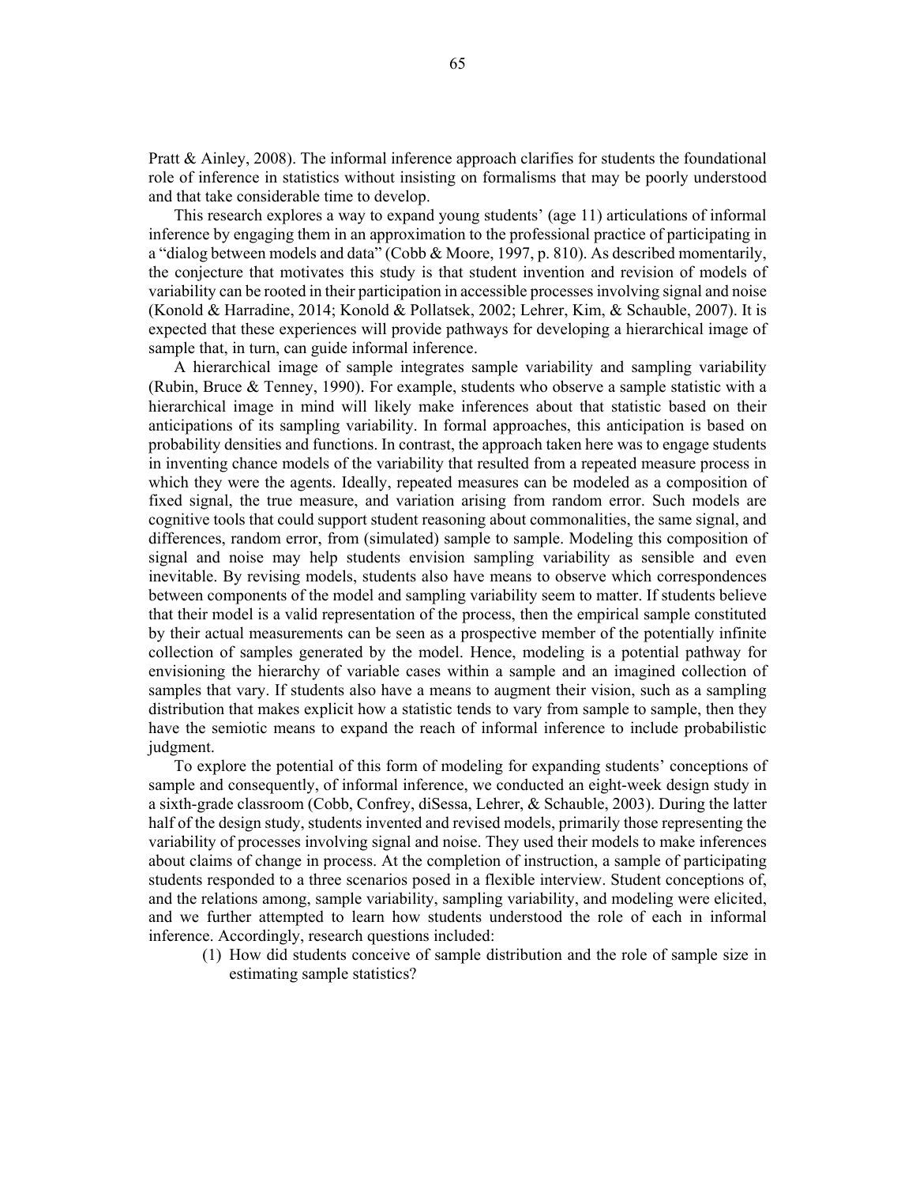Pratt & Ainley, 2008). The informal inference approach clarifies for students the foundational role of inference in statistics without insisting on formalisms that may be poorly understood and that take considerable time to develop.

This research explores a way to expand young students' (age 11) articulations of informal inference by engaging them in an approximation to the professional practice of participating in a "dialog between models and data" (Cobb & Moore, 1997, p. 810). As described momentarily, the conjecture that motivates this study is that student invention and revision of models of variability can be rooted in their participation in accessible processes involving signal and noise (Konold & Harradine, 2014; Konold & Pollatsek, 2002; Lehrer, Kim, & Schauble, 2007). It is expected that these experiences will provide pathways for developing a hierarchical image of sample that, in turn, can guide informal inference.

A hierarchical image of sample integrates sample variability and sampling variability (Rubin, Bruce & Tenney, 1990). For example, students who observe a sample statistic with a hierarchical image in mind will likely make inferences about that statistic based on their anticipations of its sampling variability. In formal approaches, this anticipation is based on probability densities and functions. In contrast, the approach taken here was to engage students in inventing chance models of the variability that resulted from a repeated measure process in which they were the agents. Ideally, repeated measures can be modeled as a composition of fixed signal, the true measure, and variation arising from random error. Such models are cognitive tools that could support student reasoning about commonalities, the same signal, and differences, random error, from (simulated) sample to sample. Modeling this composition of signal and noise may help students envision sampling variability as sensible and even inevitable. By revising models, students also have means to observe which correspondences between components of the model and sampling variability seem to matter. If students believe that their model is a valid representation of the process, then the empirical sample constituted by their actual measurements can be seen as a prospective member of the potentially infinite collection of samples generated by the model. Hence, modeling is a potential pathway for envisioning the hierarchy of variable cases within a sample and an imagined collection of samples that vary. If students also have a means to augment their vision, such as a sampling distribution that makes explicit how a statistic tends to vary from sample to sample, then they have the semiotic means to expand the reach of informal inference to include probabilistic judgment.

To explore the potential of this form of modeling for expanding students' conceptions of sample and consequently, of informal inference, we conducted an eight-week design study in a sixth-grade classroom (Cobb, Confrey, diSessa, Lehrer, & Schauble, 2003). During the latter half of the design study, students invented and revised models, primarily those representing the variability of processes involving signal and noise. They used their models to make inferences about claims of change in process. At the completion of instruction, a sample of participating students responded to a three scenarios posed in a flexible interview. Student conceptions of, and the relations among, sample variability, sampling variability, and modeling were elicited, and we further attempted to learn how students understood the role of each in informal inference. Accordingly, research questions included:

(1) How did students conceive of sample distribution and the role of sample size in estimating sample statistics?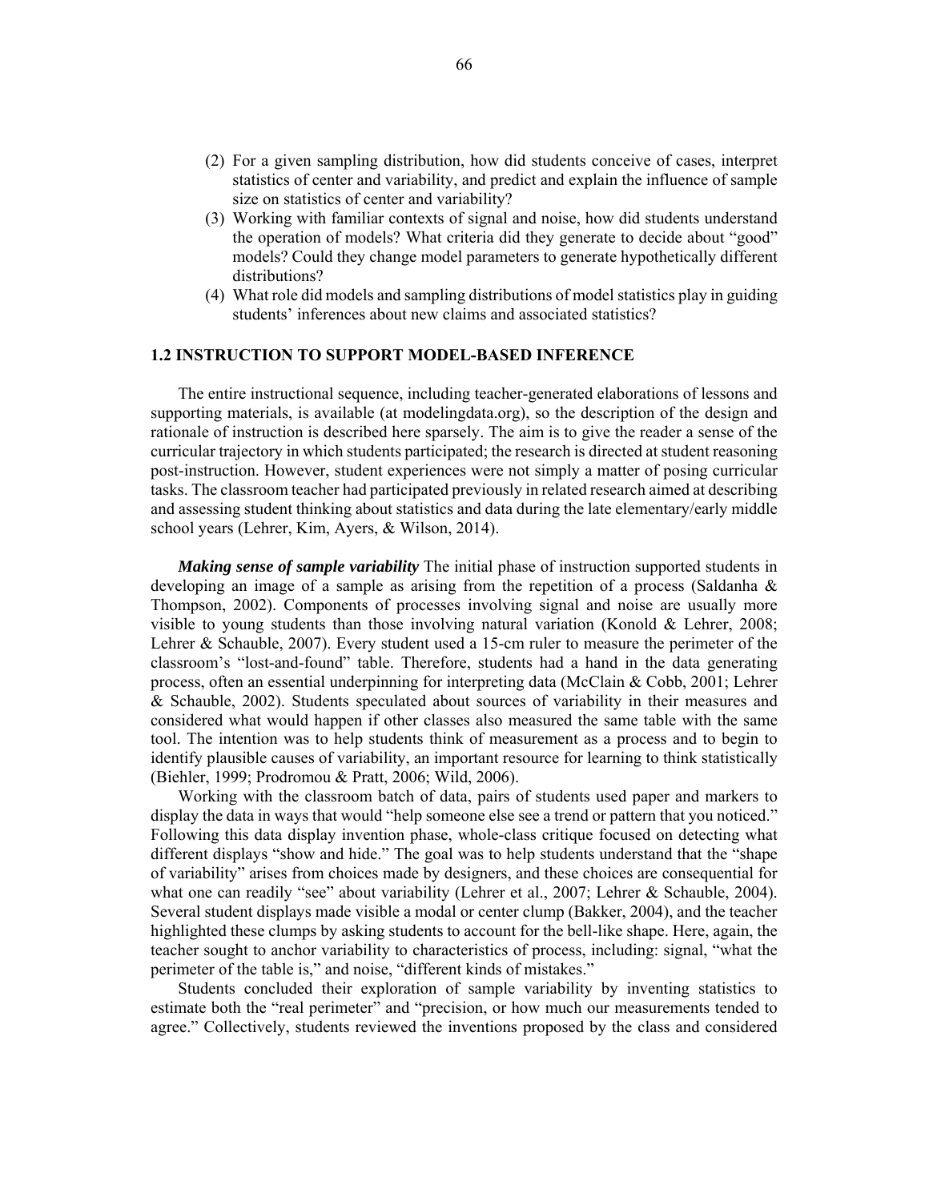(2) For a given sampling distribution, how did students conceive of cases, interpret statistics of center and variability, and predict and explain the influence of sample size on statistics of center and variability?

(3) Working with familiar contexts of signal and noise, how did students understand the operation of models? What criteria did they generate to decide about "good" models? Could they change model parameters to generate hypothetically different distributions?

(4) What role did models and sampling distributions of model statistics play in guiding students' inferences about new claims and associated statistics?

## 1.2 INSTRUCTION TO SUPPORT MODEL-BASED INFERENCE

The entire instructional sequence, including teacher-generated elaborations of lessons and supporting materials, is available (at modelingdata.org), so the description of the design and rationale of instruction is described here sparsely. The aim is to give the reader a sense of the curricular trajectory in which students participated; the research is directed at student reasoning post-instruction. However, student experiences were not simply a matter of posing curricular tasks. The classroom teacher had participated previously in related research aimed at describing and assessing student thinking about statistics and data during the late elementary/early middle school years (Lehrer, Kim, Ayers, & Wilson, 2014).

***Making sense of sample variability*** The initial phase of instruction supported students in developing an image of a sample as arising from the repetition of a process (Saldanha & Thompson, 2002). Components of processes involving signal and noise are usually more visible to young students than those involving natural variation (Konold & Lehrer, 2008; Lehrer & Schauble, 2007). Every student used a 15-cm ruler to measure the perimeter of the classroom's "lost-and-found" table. Therefore, students had a hand in the data generating process, often an essential underpinning for interpreting data (McClain & Cobb, 2001; Lehrer & Schauble, 2002). Students speculated about sources of variability in their measures and considered what would happen if other classes also measured the same table with the same tool. The intention was to help students think of measurement as a process and to begin to identify plausible causes of variability, an important resource for learning to think statistically (Biehler, 1999; Prodromou & Pratt, 2006; Wild, 2006).

Working with the classroom batch of data, pairs of students used paper and markers to display the data in ways that would "help someone else see a trend or pattern that you noticed." Following this data display invention phase, whole-class critique focused on detecting what different displays "show and hide." The goal was to help students understand that the "shape of variability" arises from choices made by designers, and these choices are consequential for what one can readily "see" about variability (Lehrer et al., 2007; Lehrer & Schauble, 2004). Several student displays made visible a modal or center clump (Bakker, 2004), and the teacher highlighted these clumps by asking students to account for the bell-like shape. Here, again, the teacher sought to anchor variability to characteristics of process, including: signal, "what the perimeter of the table is," and noise, "different kinds of mistakes."

Students concluded their exploration of sample variability by inventing statistics to estimate both the "real perimeter" and "precision, or how much our measurements tended to agree." Collectively, students reviewed the inventions proposed by the class and considered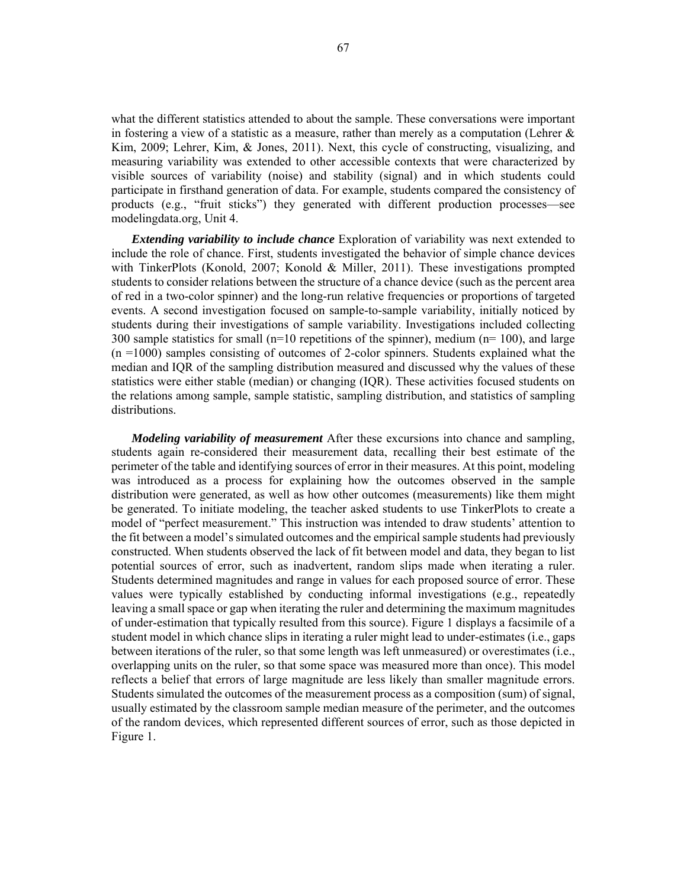what the different statistics attended to about the sample. These conversations were important in fostering a view of a statistic as a measure, rather than merely as a computation (Lehrer & Kim, 2009; Lehrer, Kim, & Jones, 2011). Next, this cycle of constructing, visualizing, and measuring variability was extended to other accessible contexts that were characterized by visible sources of variability (noise) and stability (signal) and in which students could participate in firsthand generation of data. For example, students compared the consistency of products (e.g., "fruit sticks") they generated with different production processes—see modelingdata.org, Unit 4.

***Extending variability to include chance*** Exploration of variability was next extended to include the role of chance. First, students investigated the behavior of simple chance devices with TinkerPlots (Konold, 2007; Konold & Miller, 2011). These investigations prompted students to consider relations between the structure of a chance device (such as the percent area of red in a two-color spinner) and the long-run relative frequencies or proportions of targeted events. A second investigation focused on sample-to-sample variability, initially noticed by students during their investigations of sample variability. Investigations included collecting 300 sample statistics for small (n=10 repetitions of the spinner), medium (n= 100), and large (n =1000) samples consisting of outcomes of 2-color spinners. Students explained what the median and IQR of the sampling distribution measured and discussed why the values of these statistics were either stable (median) or changing (IQR). These activities focused students on the relations among sample, sample statistic, sampling distribution, and statistics of sampling distributions.

***Modeling variability of measurement*** After these excursions into chance and sampling, students again re-considered their measurement data, recalling their best estimate of the perimeter of the table and identifying sources of error in their measures. At this point, modeling was introduced as a process for explaining how the outcomes observed in the sample distribution were generated, as well as how other outcomes (measurements) like them might be generated. To initiate modeling, the teacher asked students to use TinkerPlots to create a model of "perfect measurement." This instruction was intended to draw students' attention to the fit between a model's simulated outcomes and the empirical sample students had previously constructed. When students observed the lack of fit between model and data, they began to list potential sources of error, such as inadvertent, random slips made when iterating a ruler. Students determined magnitudes and range in values for each proposed source of error. These values were typically established by conducting informal investigations (e.g., repeatedly leaving a small space or gap when iterating the ruler and determining the maximum magnitudes of under-estimation that typically resulted from this source). Figure 1 displays a facsimile of a student model in which chance slips in iterating a ruler might lead to under-estimates (i.e., gaps between iterations of the ruler, so that some length was left unmeasured) or overestimates (i.e., overlapping units on the ruler, so that some space was measured more than once). This model reflects a belief that errors of large magnitude are less likely than smaller magnitude errors. Students simulated the outcomes of the measurement process as a composition (sum) of signal, usually estimated by the classroom sample median measure of the perimeter, and the outcomes of the random devices, which represented different sources of error, such as those depicted in Figure 1.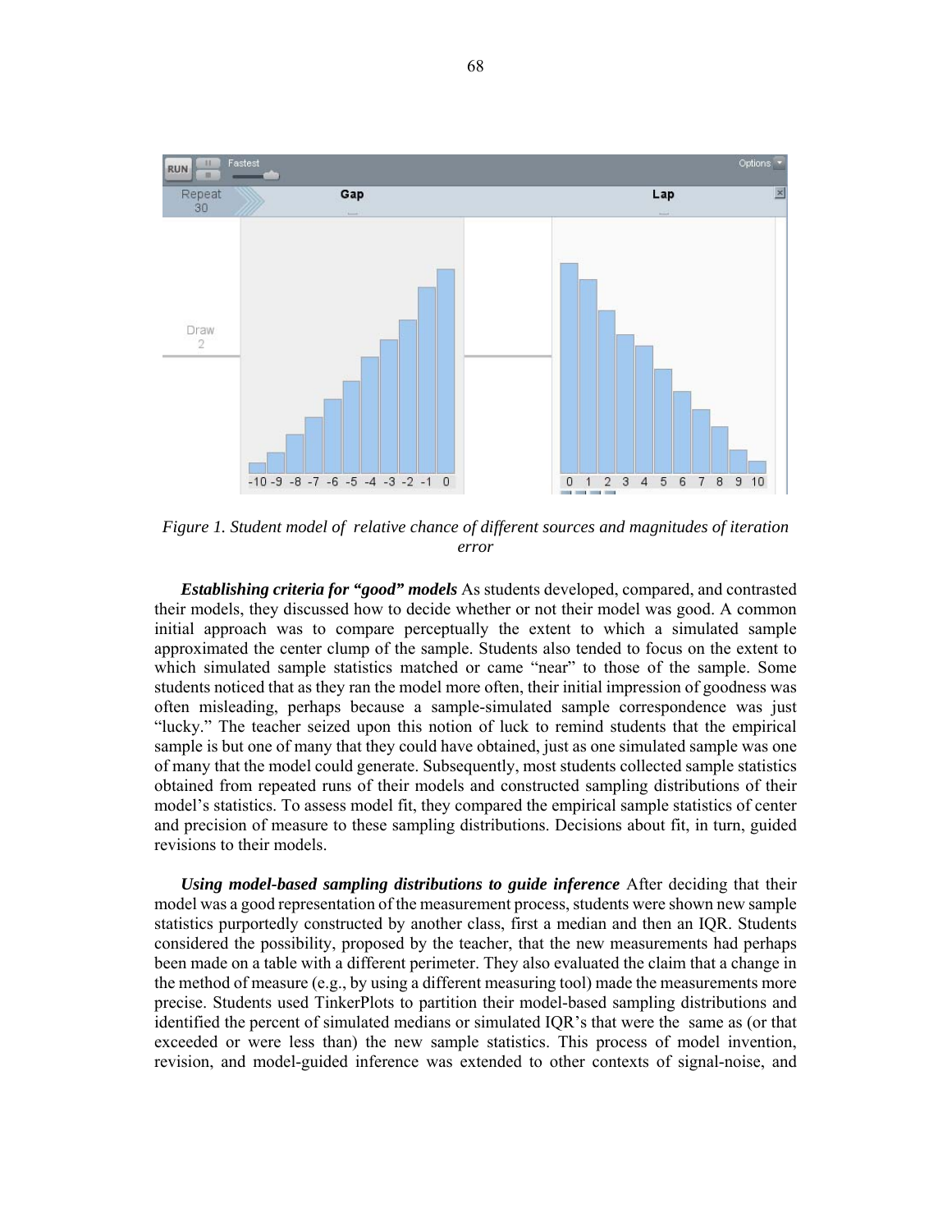*Figure 1. Student model of relative chance of different sources and magnitudes of iteration error*

***Establishing criteria for "good" models*** As students developed, compared, and contrasted their models, they discussed how to decide whether or not their model was good. A common initial approach was to compare perceptually the extent to which a simulated sample approximated the center clump of the sample. Students also tended to focus on the extent to which simulated sample statistics matched or came "near" to those of the sample. Some students noticed that as they ran the model more often, their initial impression of goodness was often misleading, perhaps because a sample-simulated sample correspondence was just "lucky." The teacher seized upon this notion of luck to remind students that the empirical sample is but one of many that they could have obtained, just as one simulated sample was one of many that the model could generate. Subsequently, most students collected sample statistics obtained from repeated runs of their models and constructed sampling distributions of their model's statistics. To assess model fit, they compared the empirical sample statistics of center and precision of measure to these sampling distributions. Decisions about fit, in turn, guided revisions to their models.

***Using model-based sampling distributions to guide inference*** After deciding that their model was a good representation of the measurement process, students were shown new sample statistics purportedly constructed by another class, first a median and then an IQR. Students considered the possibility, proposed by the teacher, that the new measurements had perhaps been made on a table with a different perimeter. They also evaluated the claim that a change in the method of measure (e.g., by using a different measuring tool) made the measurements more precise. Students used TinkerPlots to partition their model-based sampling distributions and identified the percent of simulated medians or simulated IQR's that were the same as (or that exceeded or were less than) the new sample statistics. This process of model invention, revision, and model-guided inference was extended to other contexts of signal-noise, and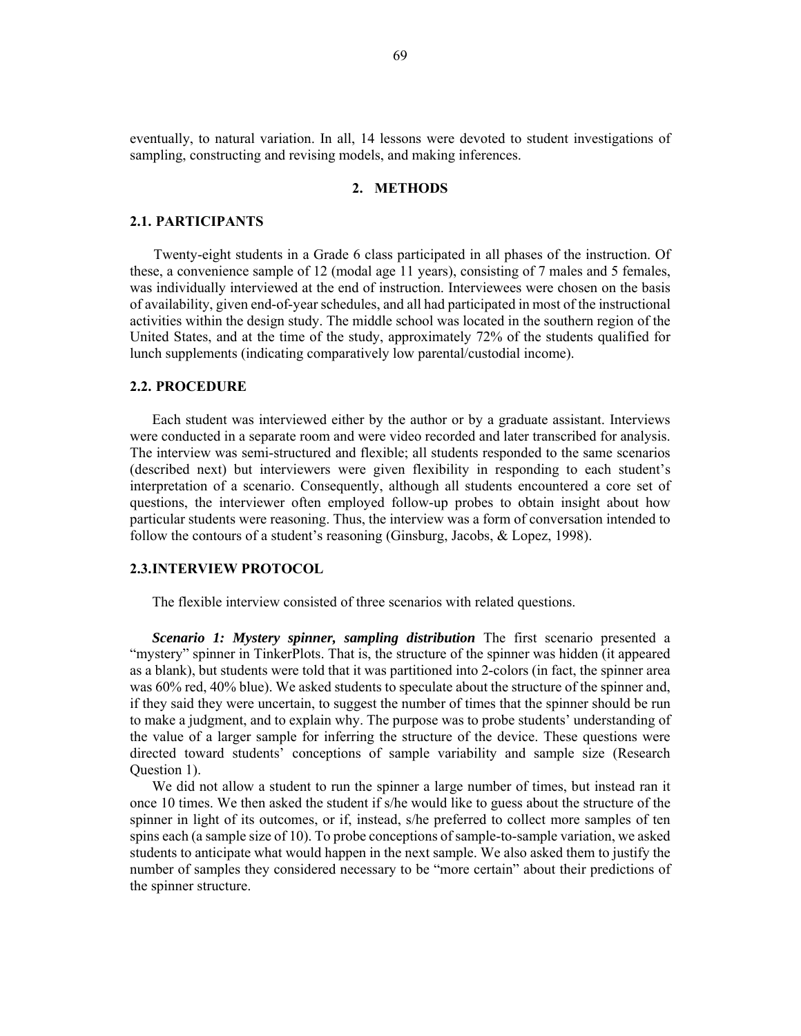eventually, to natural variation. In all, 14 lessons were devoted to student investigations of sampling, constructing and revising models, and making inferences.

## 2. METHODS

### 2.1. PARTICIPANTS

Twenty-eight students in a Grade 6 class participated in all phases of the instruction. Of these, a convenience sample of 12 (modal age 11 years), consisting of 7 males and 5 females, was individually interviewed at the end of instruction. Interviewees were chosen on the basis of availability, given end-of-year schedules, and all had participated in most of the instructional activities within the design study. The middle school was located in the southern region of the United States, and at the time of the study, approximately 72% of the students qualified for lunch supplements (indicating comparatively low parental/custodial income).

### 2.2. PROCEDURE

Each student was interviewed either by the author or by a graduate assistant. Interviews were conducted in a separate room and were video recorded and later transcribed for analysis. The interview was semi-structured and flexible; all students responded to the same scenarios (described next) but interviewers were given flexibility in responding to each student's interpretation of a scenario. Consequently, although all students encountered a core set of questions, the interviewer often employed follow-up probes to obtain insight about how particular students were reasoning. Thus, the interview was a form of conversation intended to follow the contours of a student's reasoning (Ginsburg, Jacobs, & Lopez, 1998).

### 2.3. INTERVIEW PROTOCOL

The flexible interview consisted of three scenarios with related questions.

***Scenario 1: Mystery spinner, sampling distribution*** The first scenario presented a "mystery" spinner in TinkerPlots. That is, the structure of the spinner was hidden (it appeared as a blank), but students were told that it was partitioned into 2-colors (in fact, the spinner area was 60% red, 40% blue). We asked students to speculate about the structure of the spinner and, if they said they were uncertain, to suggest the number of times that the spinner should be run to make a judgment, and to explain why. The purpose was to probe students' understanding of the value of a larger sample for inferring the structure of the device. These questions were directed toward students' conceptions of sample variability and sample size (Research Question 1).

We did not allow a student to run the spinner a large number of times, but instead ran it once 10 times. We then asked the student if s/he would like to guess about the structure of the spinner in light of its outcomes, or if, instead, s/he preferred to collect more samples of ten spins each (a sample size of 10). To probe conceptions of sample-to-sample variation, we asked students to anticipate what would happen in the next sample. We also asked them to justify the number of samples they considered necessary to be "more certain" about their predictions of the spinner structure.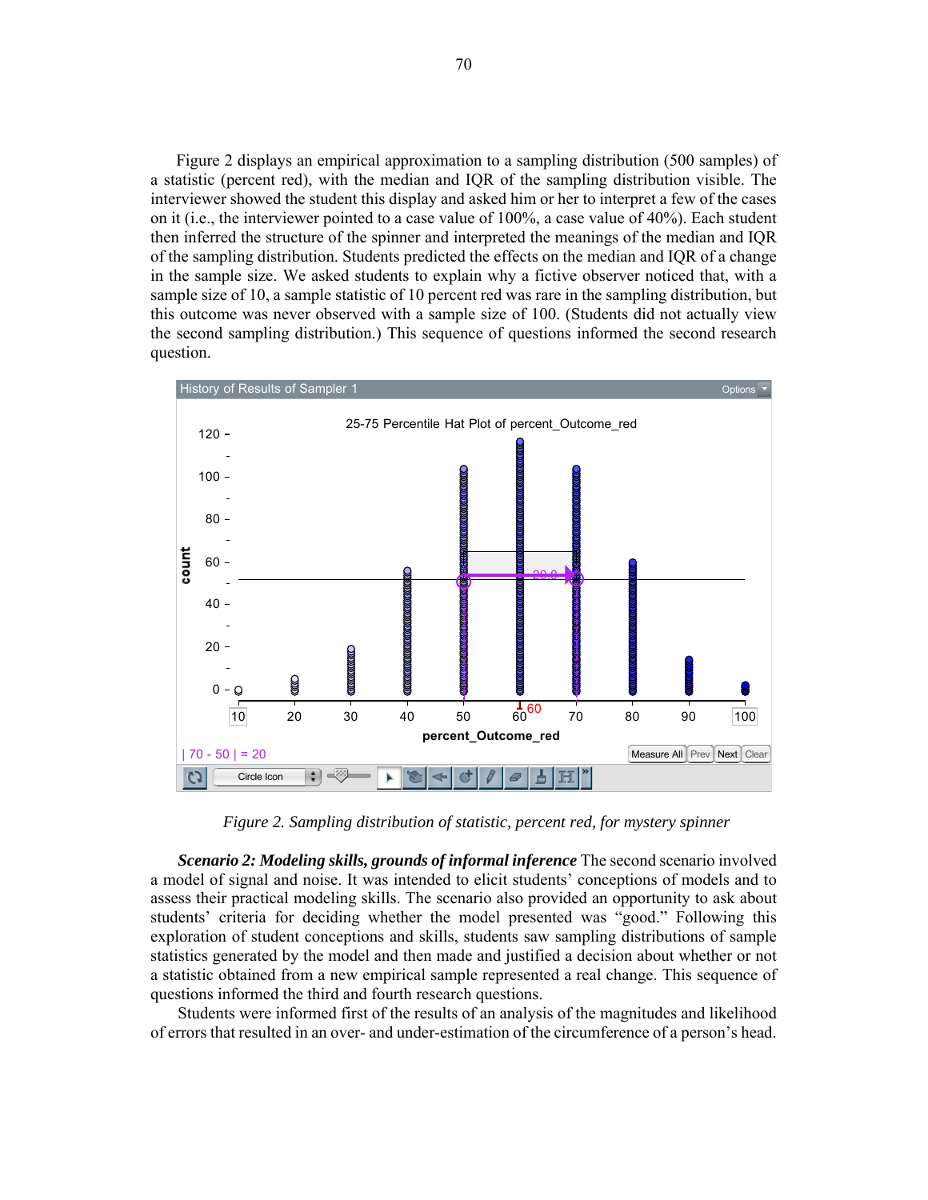Figure 2 displays an empirical approximation to a sampling distribution (500 samples) of a statistic (percent red), with the median and IQR of the sampling distribution visible. The interviewer showed the student this display and asked him or her to interpret a few of the cases on it (i.e., the interviewer pointed to a case value of 100%, a case value of 40%). Each student then inferred the structure of the spinner and interpreted the meanings of the median and IQR of the sampling distribution. Students predicted the effects on the median and IQR of a change in the sample size. We asked students to explain why a fictive observer noticed that, with a sample size of 10, a sample statistic of 10 percent red was rare in the sampling distribution, but this outcome was never observed with a sample size of 100. (Students did not actually view the second sampling distribution.) This sequence of questions informed the second research question.

*Figure 2. Sampling distribution of statistic, percent red, for mystery spinner*

***Scenario 2: Modeling skills, grounds of informal inference*** The second scenario involved a model of signal and noise. It was intended to elicit students' conceptions of models and to assess their practical modeling skills. The scenario also provided an opportunity to ask about students' criteria for deciding whether the model presented was "good." Following this exploration of student conceptions and skills, students saw sampling distributions of sample statistics generated by the model and then made and justified a decision about whether or not a statistic obtained from a new empirical sample represented a real change. This sequence of questions informed the third and fourth research questions.

Students were informed first of the results of an analysis of the magnitudes and likelihood of errors that resulted in an over- and under-estimation of the circumference of a person's head.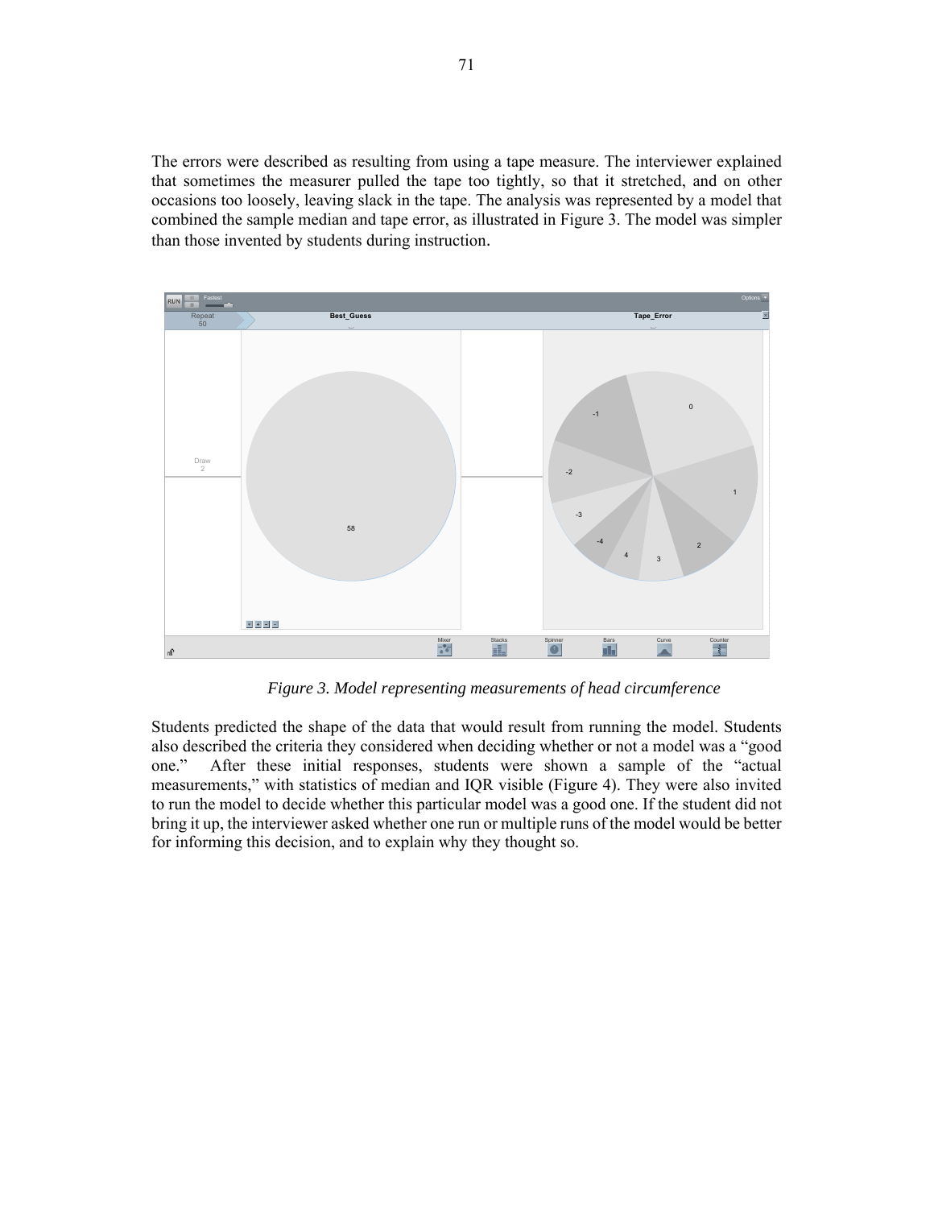The errors were described as resulting from using a tape measure. The interviewer explained that sometimes the measurer pulled the tape too tightly, so that it stretched, and on other occasions too loosely, leaving slack in the tape. The analysis was represented by a model that combined the sample median and tape error, as illustrated in Figure 3. The model was simpler than those invented by students during instruction.

*Figure 3. Model representing measurements of head circumference*

Students predicted the shape of the data that would result from running the model. Students also described the criteria they considered when deciding whether or not a model was a "good one." After these initial responses, students were shown a sample of the "actual measurements," with statistics of median and IQR visible (Figure 4). They were also invited to run the model to decide whether this particular model was a good one. If the student did not bring it up, the interviewer asked whether one run or multiple runs of the model would be better for informing this decision, and to explain why they thought so.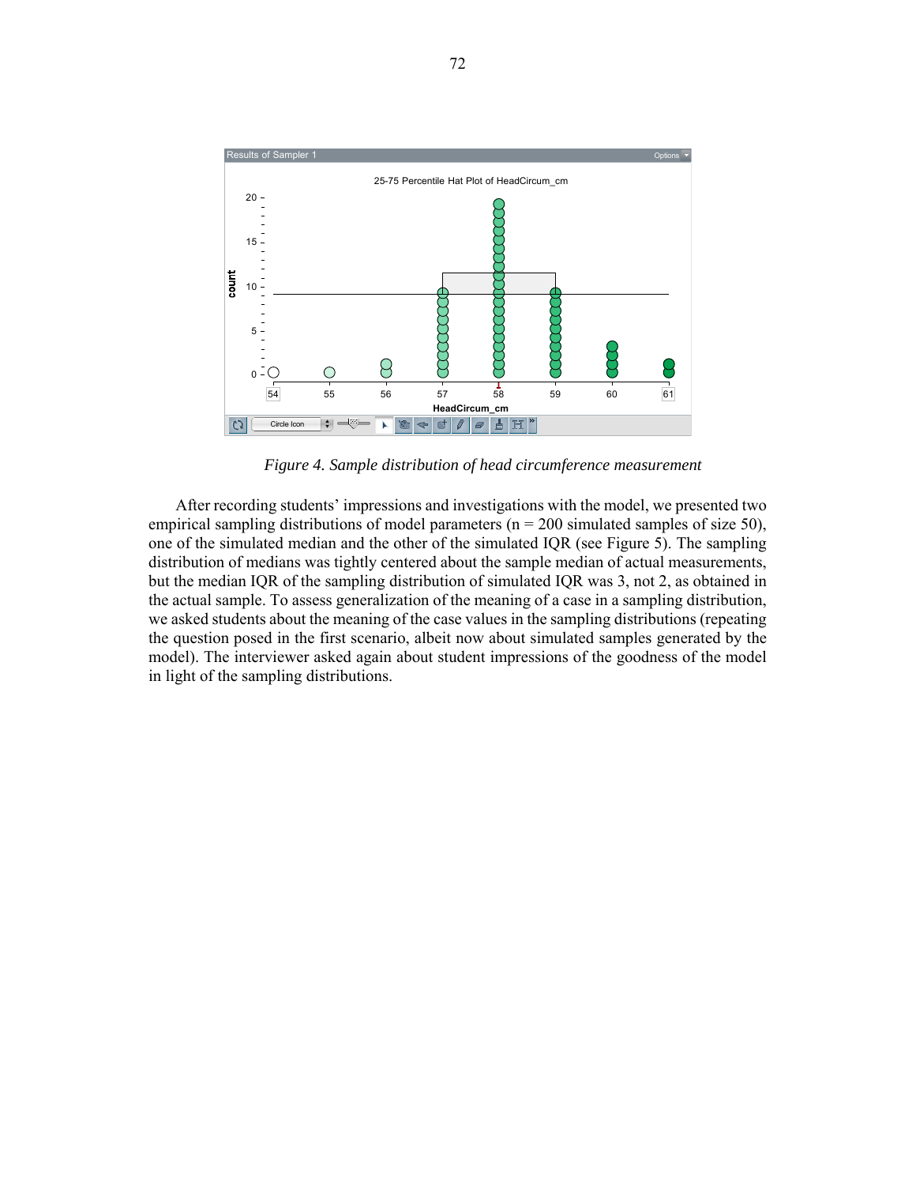*Figure 4. Sample distribution of head circumference measurement*

After recording students' impressions and investigations with the model, we presented two empirical sampling distributions of model parameters (n = 200 simulated samples of size 50), one of the simulated median and the other of the simulated IQR (see Figure 5). The sampling distribution of medians was tightly centered about the sample median of actual measurements, but the median IQR of the sampling distribution of simulated IQR was 3, not 2, as obtained in the actual sample. To assess generalization of the meaning of a case in a sampling distribution, we asked students about the meaning of the case values in the sampling distributions (repeating the question posed in the first scenario, albeit now about simulated samples generated by the model). The interviewer asked again about student impressions of the goodness of the model in light of the sampling distributions.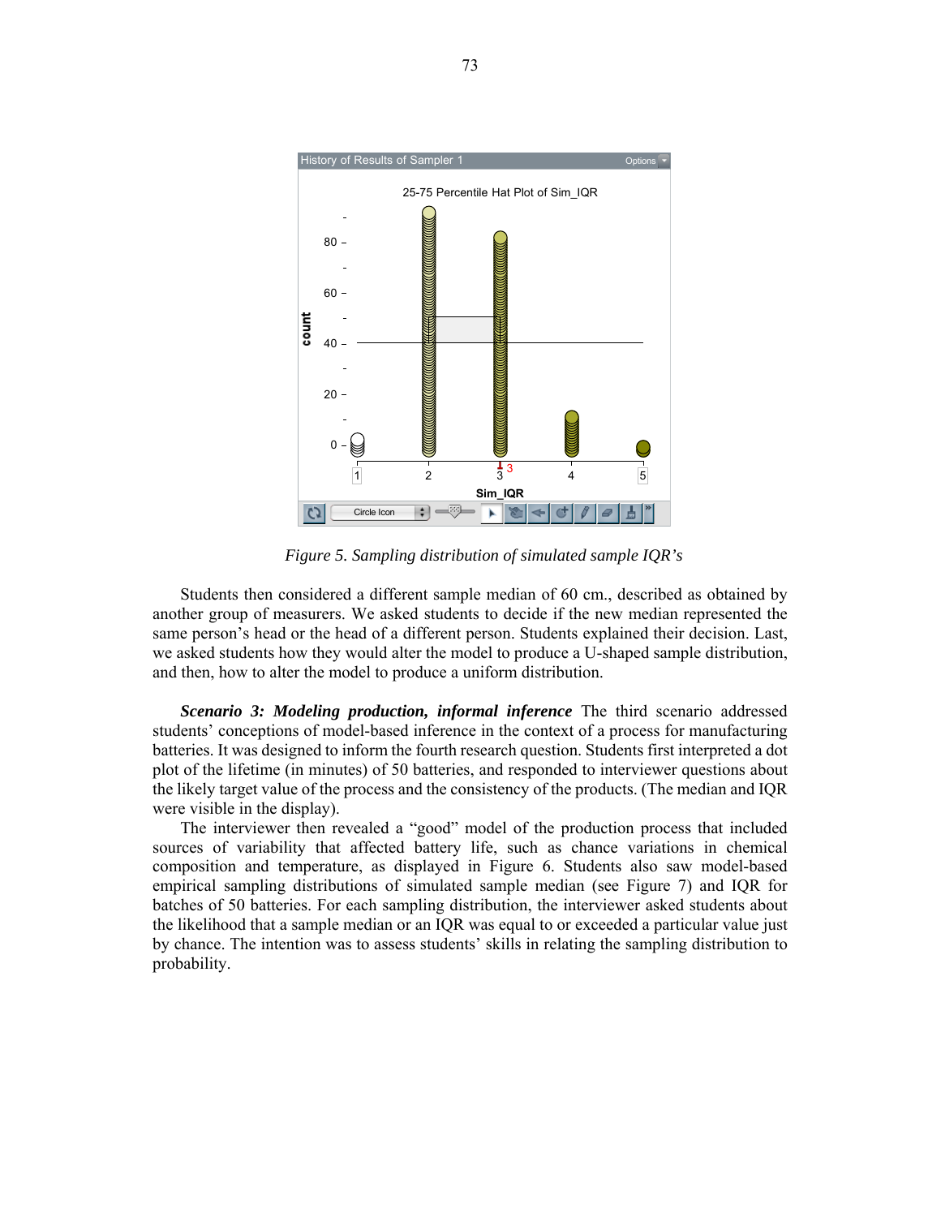*Figure 5.* *Sampling distribution of simulated sample IQR's*

Students then considered a different sample median of 60 cm., described as obtained by another group of measurers. We asked students to decide if the new median represented the same person's head or the head of a different person. Students explained their decision. Last, we asked students how they would alter the model to produce a U-shaped sample distribution, and then, how to alter the model to produce a uniform distribution.

***Scenario 3: Modeling production, informal inference*** The third scenario addressed students' conceptions of model-based inference in the context of a process for manufacturing batteries. It was designed to inform the fourth research question. Students first interpreted a dot plot of the lifetime (in minutes) of 50 batteries, and responded to interviewer questions about the likely target value of the process and the consistency of the products. (The median and IQR were visible in the display).

The interviewer then revealed a "good" model of the production process that included sources of variability that affected battery life, such as chance variations in chemical composition and temperature, as displayed in Figure 6. Students also saw model-based empirical sampling distributions of simulated sample median (see Figure 7) and IQR for batches of 50 batteries. For each sampling distribution, the interviewer asked students about the likelihood that a sample median or an IQR was equal to or exceeded a particular value just by chance. The intention was to assess students' skills in relating the sampling distribution to probability.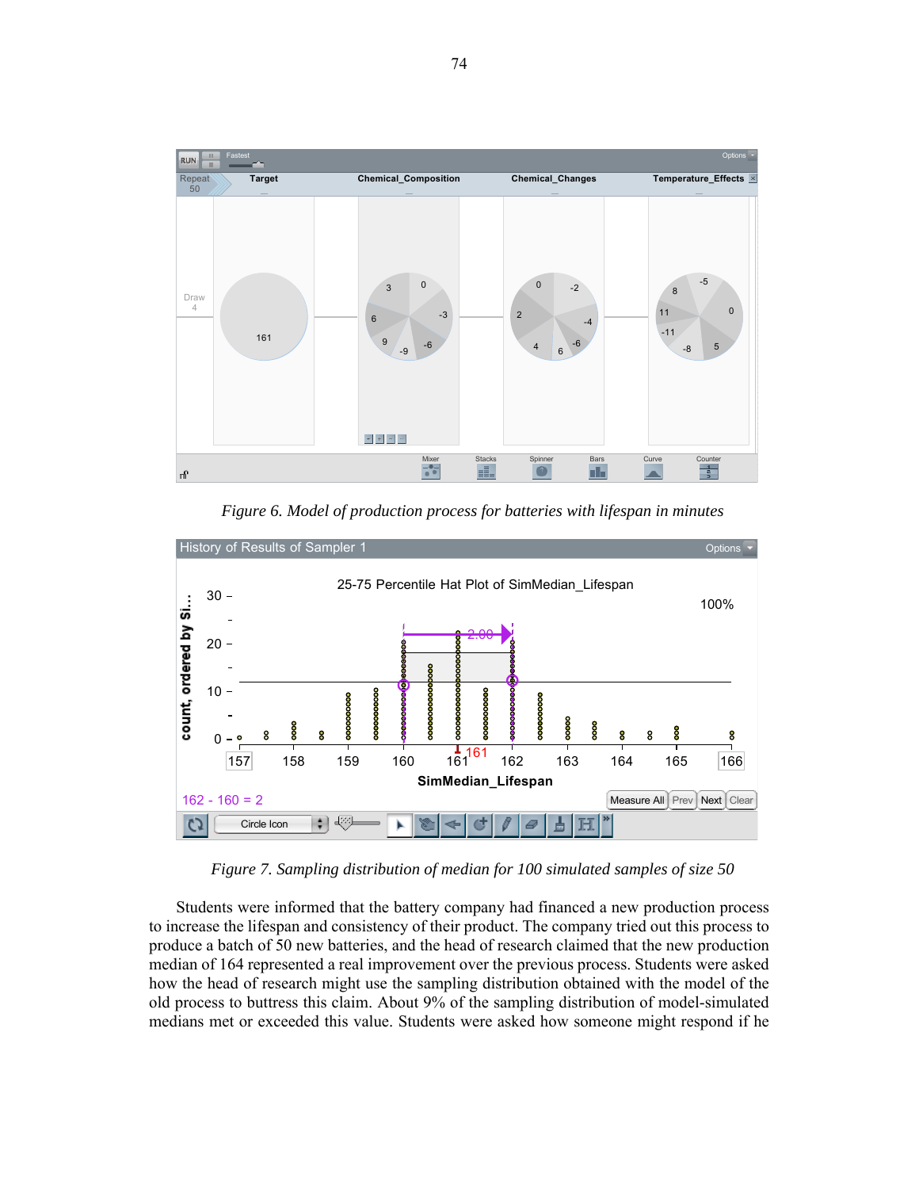Figure 6. Model of production process for batteries with lifespan in minutes

Figure 7. Sampling distribution of median for 100 simulated samples of size 50

Students were informed that the battery company had financed a new production process to increase the lifespan and consistency of their product. The company tried out this process to produce a batch of 50 new batteries, and the head of research claimed that the new production median of 164 represented a real improvement over the previous process. Students were asked how the head of research might use the sampling distribution obtained with the model of the old process to buttress this claim. About 9% of the sampling distribution of model-simulated medians met or exceeded this value. Students were asked how someone might respond if he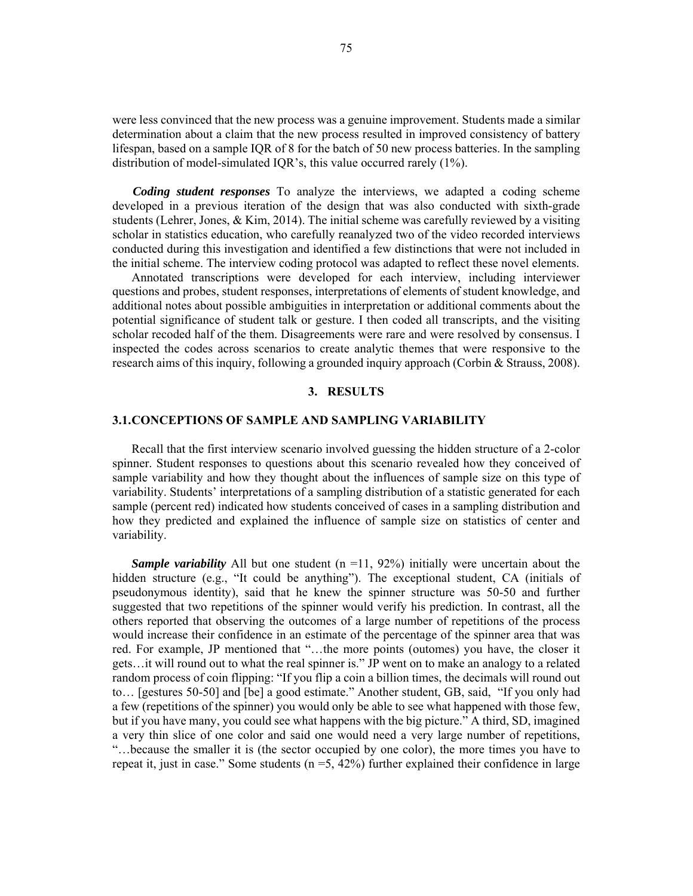were less convinced that the new process was a genuine improvement. Students made a similar determination about a claim that the new process resulted in improved consistency of battery lifespan, based on a sample IQR of 8 for the batch of 50 new process batteries. In the sampling distribution of model-simulated IQR's, this value occurred rarely (1%).

***Coding student responses*** To analyze the interviews, we adapted a coding scheme developed in a previous iteration of the design that was also conducted with sixth-grade students (Lehrer, Jones, & Kim, 2014). The initial scheme was carefully reviewed by a visiting scholar in statistics education, who carefully reanalyzed two of the video recorded interviews conducted during this investigation and identified a few distinctions that were not included in the initial scheme. The interview coding protocol was adapted to reflect these novel elements.

Annotated transcriptions were developed for each interview, including interviewer questions and probes, student responses, interpretations of elements of student knowledge, and additional notes about possible ambiguities in interpretation or additional comments about the potential significance of student talk or gesture. I then coded all transcripts, and the visiting scholar recoded half of the them. Disagreements were rare and were resolved by consensus. I inspected the codes across scenarios to create analytic themes that were responsive to the research aims of this inquiry, following a grounded inquiry approach (Corbin & Strauss, 2008).

## 3. RESULTS

### 3.1.CONCEPTIONS OF SAMPLE AND SAMPLING VARIABILITY

Recall that the first interview scenario involved guessing the hidden structure of a 2-color spinner. Student responses to questions about this scenario revealed how they conceived of sample variability and how they thought about the influences of sample size on this type of variability. Students' interpretations of a sampling distribution of a statistic generated for each sample (percent red) indicated how students conceived of cases in a sampling distribution and how they predicted and explained the influence of sample size on statistics of center and variability.

***Sample variability*** All but one student (n =11, 92%) initially were uncertain about the hidden structure (e.g., "It could be anything"). The exceptional student, CA (initials of pseudonymous identity), said that he knew the spinner structure was 50-50 and further suggested that two repetitions of the spinner would verify his prediction. In contrast, all the others reported that observing the outcomes of a large number of repetitions of the process would increase their confidence in an estimate of the percentage of the spinner area that was red. For example, JP mentioned that "…the more points (outomes) you have, the closer it gets…it will round out to what the real spinner is." JP went on to make an analogy to a related random process of coin flipping: "If you flip a coin a billion times, the decimals will round out to… [gestures 50-50] and [be] a good estimate." Another student, GB, said, "If you only had a few (repetitions of the spinner) you would only be able to see what happened with those few, but if you have many, you could see what happens with the big picture." A third, SD, imagined a very thin slice of one color and said one would need a very large number of repetitions, "…because the smaller it is (the sector occupied by one color), the more times you have to repeat it, just in case." Some students (n =5, 42%) further explained their confidence in large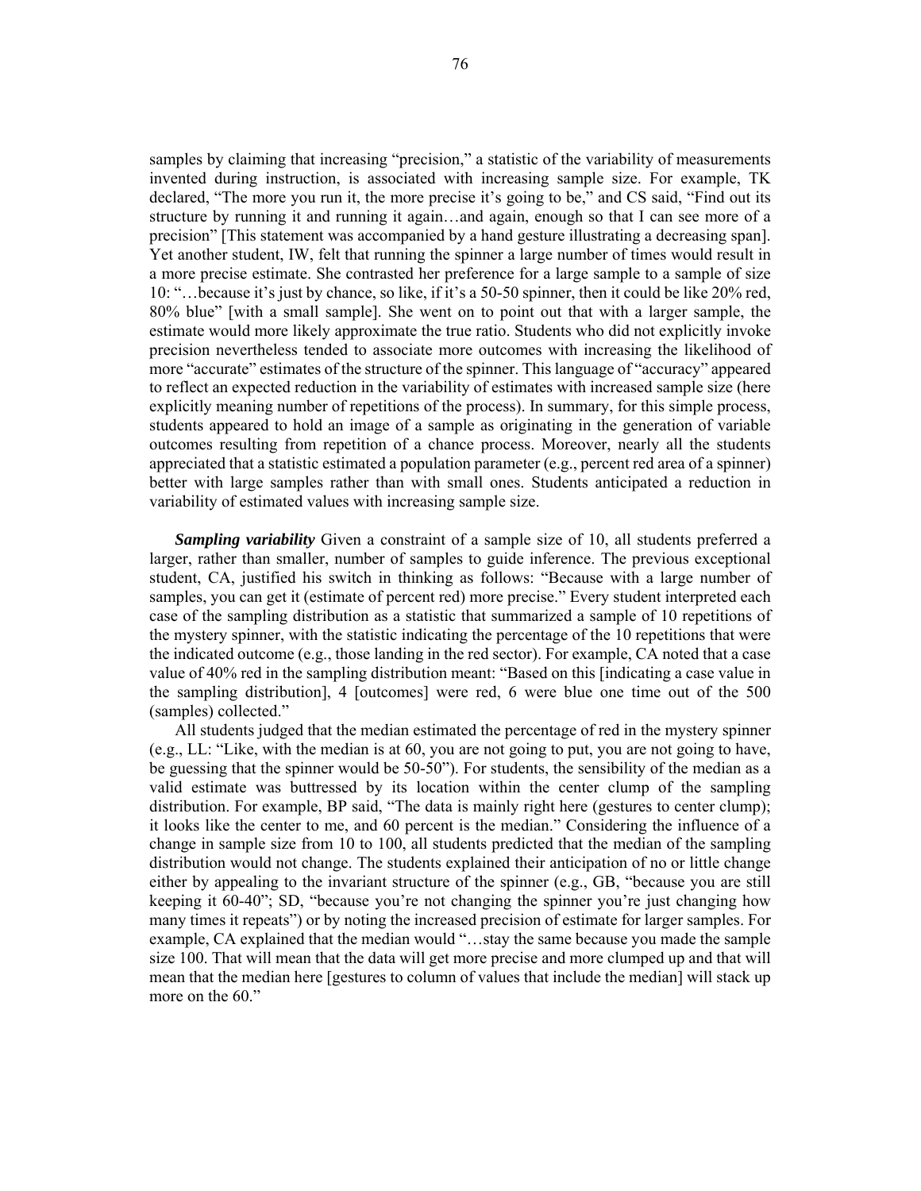samples by claiming that increasing "precision," a statistic of the variability of measurements invented during instruction, is associated with increasing sample size. For example, TK declared, "The more you run it, the more precise it's going to be," and CS said, "Find out its structure by running it and running it again…and again, enough so that I can see more of a precision" [This statement was accompanied by a hand gesture illustrating a decreasing span]. Yet another student, IW, felt that running the spinner a large number of times would result in a more precise estimate. She contrasted her preference for a large sample to a sample of size 10: "…because it's just by chance, so like, if it's a 50-50 spinner, then it could be like 20% red, 80% blue" [with a small sample]. She went on to point out that with a larger sample, the estimate would more likely approximate the true ratio. Students who did not explicitly invoke precision nevertheless tended to associate more outcomes with increasing the likelihood of more "accurate" estimates of the structure of the spinner. This language of "accuracy" appeared to reflect an expected reduction in the variability of estimates with increased sample size (here explicitly meaning number of repetitions of the process). In summary, for this simple process, students appeared to hold an image of a sample as originating in the generation of variable outcomes resulting from repetition of a chance process. Moreover, nearly all the students appreciated that a statistic estimated a population parameter (e.g., percent red area of a spinner) better with large samples rather than with small ones. Students anticipated a reduction in variability of estimated values with increasing sample size.

***Sampling variability*** Given a constraint of a sample size of 10, all students preferred a larger, rather than smaller, number of samples to guide inference. The previous exceptional student, CA, justified his switch in thinking as follows: "Because with a large number of samples, you can get it (estimate of percent red) more precise." Every student interpreted each case of the sampling distribution as a statistic that summarized a sample of 10 repetitions of the mystery spinner, with the statistic indicating the percentage of the 10 repetitions that were the indicated outcome (e.g., those landing in the red sector). For example, CA noted that a case value of 40% red in the sampling distribution meant: "Based on this [indicating a case value in the sampling distribution], 4 [outcomes] were red, 6 were blue one time out of the 500 (samples) collected."

All students judged that the median estimated the percentage of red in the mystery spinner (e.g., LL: "Like, with the median is at 60, you are not going to put, you are not going to have, be guessing that the spinner would be 50-50"). For students, the sensibility of the median as a valid estimate was buttressed by its location within the center clump of the sampling distribution. For example, BP said, "The data is mainly right here (gestures to center clump); it looks like the center to me, and 60 percent is the median." Considering the influence of a change in sample size from 10 to 100, all students predicted that the median of the sampling distribution would not change. The students explained their anticipation of no or little change either by appealing to the invariant structure of the spinner (e.g., GB, "because you are still keeping it 60-40"; SD, "because you're not changing the spinner you're just changing how many times it repeats") or by noting the increased precision of estimate for larger samples. For example, CA explained that the median would "…stay the same because you made the sample size 100. That will mean that the data will get more precise and more clumped up and that will mean that the median here [gestures to column of values that include the median] will stack up more on the 60."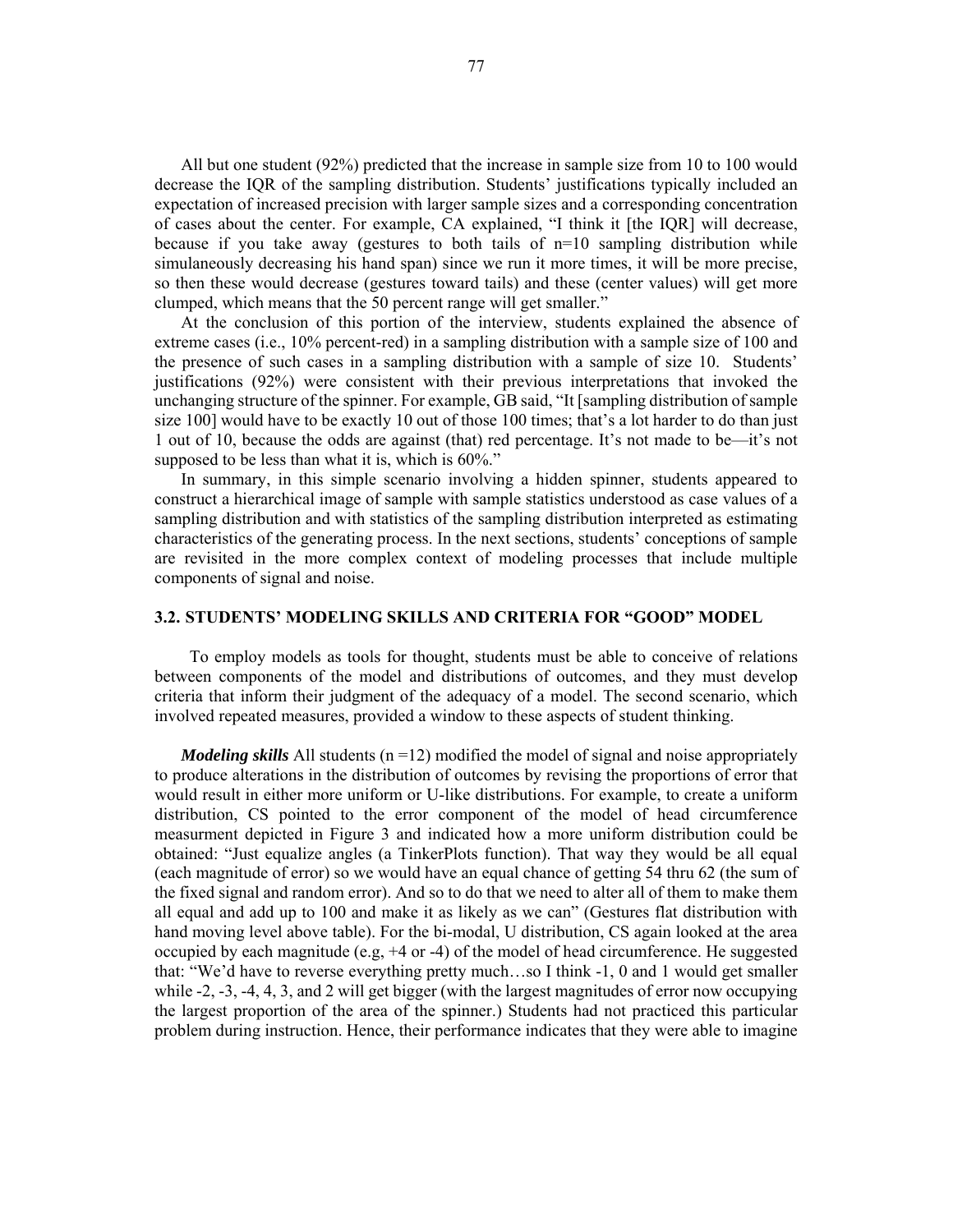All but one student (92%) predicted that the increase in sample size from 10 to 100 would decrease the IQR of the sampling distribution. Students' justifications typically included an expectation of increased precision with larger sample sizes and a corresponding concentration of cases about the center. For example, CA explained, "I think it [the IQR] will decrease, because if you take away (gestures to both tails of n=10 sampling distribution while simulaneously decreasing his hand span) since we run it more times, it will be more precise, so then these would decrease (gestures toward tails) and these (center values) will get more clumped, which means that the 50 percent range will get smaller."

At the conclusion of this portion of the interview, students explained the absence of extreme cases (i.e., 10% percent-red) in a sampling distribution with a sample size of 100 and the presence of such cases in a sampling distribution with a sample of size 10. Students' justifications (92%) were consistent with their previous interpretations that invoked the unchanging structure of the spinner. For example, GB said, "It [sampling distribution of sample size 100] would have to be exactly 10 out of those 100 times; that's a lot harder to do than just 1 out of 10, because the odds are against (that) red percentage. It's not made to be—it's not supposed to be less than what it is, which is 60%."

In summary, in this simple scenario involving a hidden spinner, students appeared to construct a hierarchical image of sample with sample statistics understood as case values of a sampling distribution and with statistics of the sampling distribution interpreted as estimating characteristics of the generating process. In the next sections, students' conceptions of sample are revisited in the more complex context of modeling processes that include multiple components of signal and noise.

### 3.2. STUDENTS' MODELING SKILLS AND CRITERIA FOR "GOOD" MODEL

To employ models as tools for thought, students must be able to conceive of relations between components of the model and distributions of outcomes, and they must develop criteria that inform their judgment of the adequacy of a model. The second scenario, which involved repeated measures, provided a window to these aspects of student thinking.

***Modeling skills*** All students (n =12) modified the model of signal and noise appropriately to produce alterations in the distribution of outcomes by revising the proportions of error that would result in either more uniform or U-like distributions. For example, to create a uniform distribution, CS pointed to the error component of the model of head circumference measurment depicted in Figure 3 and indicated how a more uniform distribution could be obtained: "Just equalize angles (a TinkerPlots function). That way they would be all equal (each magnitude of error) so we would have an equal chance of getting 54 thru 62 (the sum of the fixed signal and random error). And so to do that we need to alter all of them to make them all equal and add up to 100 and make it as likely as we can" (Gestures flat distribution with hand moving level above table). For the bi-modal, U distribution, CS again looked at the area occupied by each magnitude (e.g, +4 or -4) of the model of head circumference. He suggested that: "We'd have to reverse everything pretty much…so I think -1, 0 and 1 would get smaller while -2, -3, -4, 4, 3, and 2 will get bigger (with the largest magnitudes of error now occupying the largest proportion of the area of the spinner.) Students had not practiced this particular problem during instruction. Hence, their performance indicates that they were able to imagine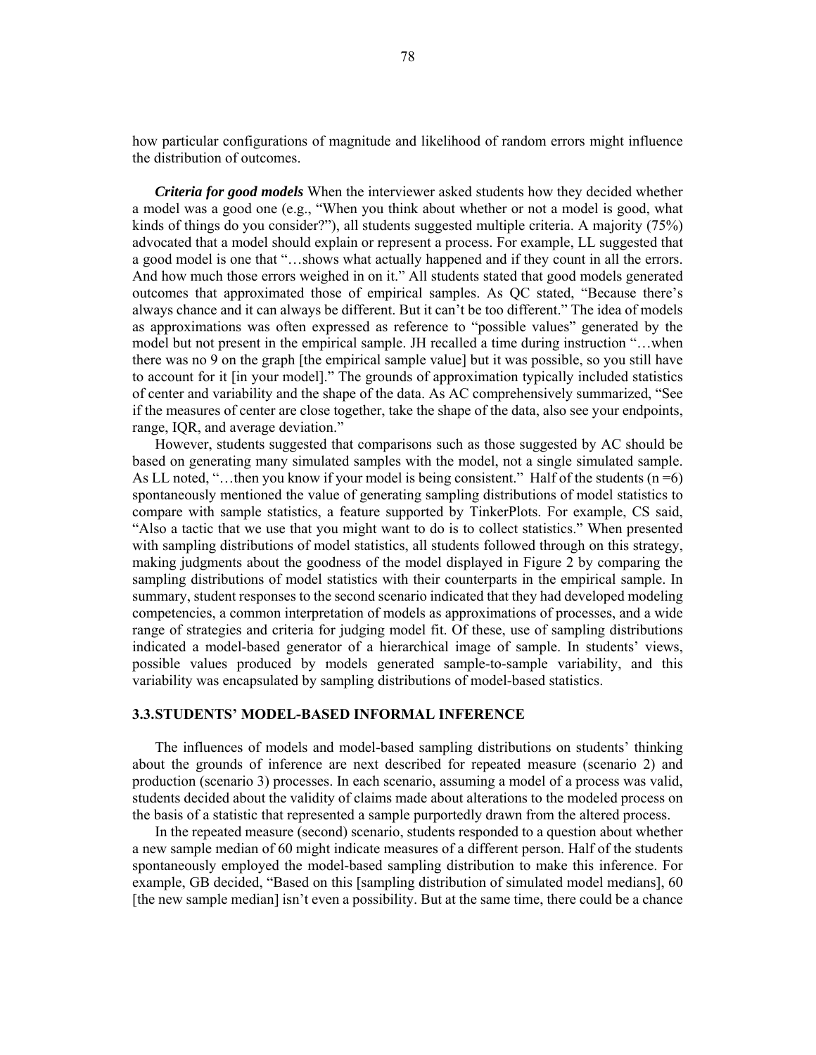how particular configurations of magnitude and likelihood of random errors might influence the distribution of outcomes.

***Criteria for good models*** When the interviewer asked students how they decided whether a model was a good one (e.g., "When you think about whether or not a model is good, what kinds of things do you consider?"), all students suggested multiple criteria. A majority (75%) advocated that a model should explain or represent a process. For example, LL suggested that a good model is one that "…shows what actually happened and if they count in all the errors. And how much those errors weighed in on it." All students stated that good models generated outcomes that approximated those of empirical samples. As QC stated, "Because there's always chance and it can always be different. But it can't be too different." The idea of models as approximations was often expressed as reference to "possible values" generated by the model but not present in the empirical sample. JH recalled a time during instruction "…when there was no 9 on the graph [the empirical sample value] but it was possible, so you still have to account for it [in your model]." The grounds of approximation typically included statistics of center and variability and the shape of the data. As AC comprehensively summarized, "See if the measures of center are close together, take the shape of the data, also see your endpoints, range, IQR, and average deviation."

However, students suggested that comparisons such as those suggested by AC should be based on generating many simulated samples with the model, not a single simulated sample. As LL noted, "…then you know if your model is being consistent." Half of the students (n =6) spontaneously mentioned the value of generating sampling distributions of model statistics to compare with sample statistics, a feature supported by TinkerPlots. For example, CS said, "Also a tactic that we use that you might want to do is to collect statistics." When presented with sampling distributions of model statistics, all students followed through on this strategy, making judgments about the goodness of the model displayed in Figure 2 by comparing the sampling distributions of model statistics with their counterparts in the empirical sample. In summary, student responses to the second scenario indicated that they had developed modeling competencies, a common interpretation of models as approximations of processes, and a wide range of strategies and criteria for judging model fit. Of these, use of sampling distributions indicated a model-based generator of a hierarchical image of sample. In students' views, possible values produced by models generated sample-to-sample variability, and this variability was encapsulated by sampling distributions of model-based statistics.

### 3.3. STUDENTS' MODEL-BASED INFORMAL INFERENCE

The influences of models and model-based sampling distributions on students' thinking about the grounds of inference are next described for repeated measure (scenario 2) and production (scenario 3) processes. In each scenario, assuming a model of a process was valid, students decided about the validity of claims made about alterations to the modeled process on the basis of a statistic that represented a sample purportedly drawn from the altered process.

In the repeated measure (second) scenario, students responded to a question about whether a new sample median of 60 might indicate measures of a different person. Half of the students spontaneously employed the model-based sampling distribution to make this inference. For example, GB decided, "Based on this [sampling distribution of simulated model medians], 60 [the new sample median] isn't even a possibility. But at the same time, there could be a chance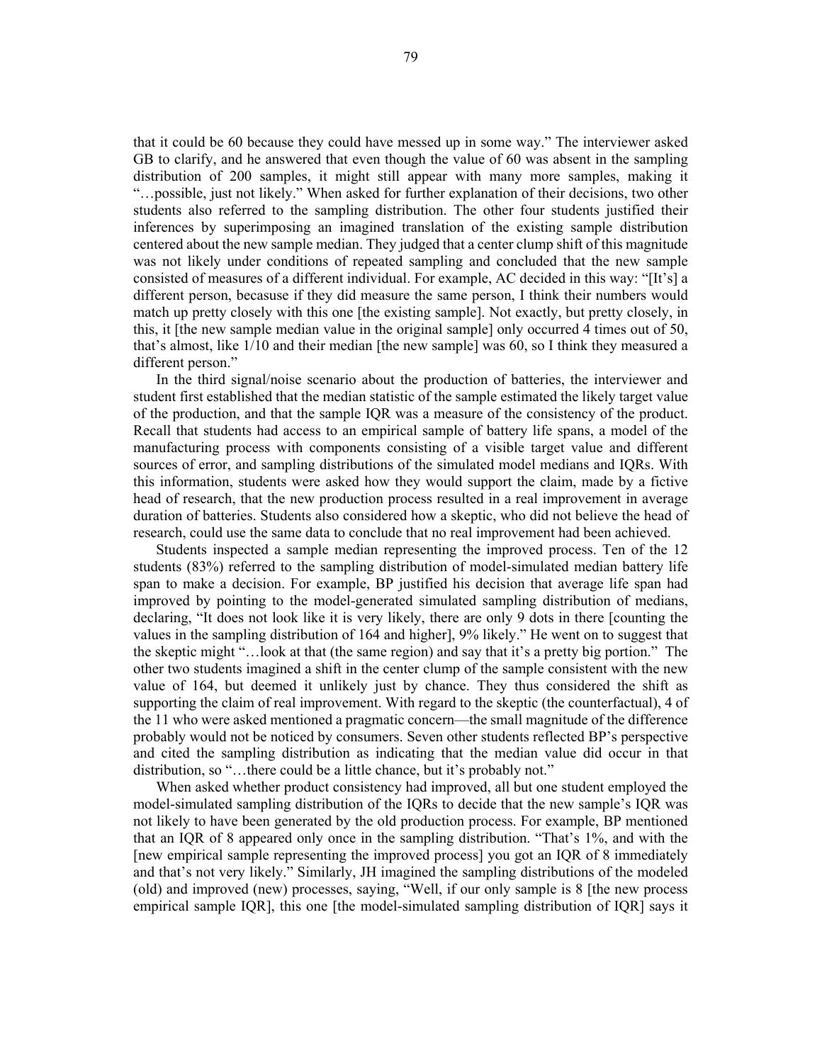that it could be 60 because they could have messed up in some way." The interviewer asked GB to clarify, and he answered that even though the value of 60 was absent in the sampling distribution of 200 samples, it might still appear with many more samples, making it "…possible, just not likely." When asked for further explanation of their decisions, two other students also referred to the sampling distribution. The other four students justified their inferences by superimposing an imagined translation of the existing sample distribution centered about the new sample median. They judged that a center clump shift of this magnitude was not likely under conditions of repeated sampling and concluded that the new sample consisted of measures of a different individual. For example, AC decided in this way: "[It's] a different person, becasuse if they did measure the same person, I think their numbers would match up pretty closely with this one [the existing sample]. Not exactly, but pretty closely, in this, it [the new sample median value in the original sample] only occurred 4 times out of 50, that's almost, like 1/10 and their median [the new sample] was 60, so I think they measured a different person."

In the third signal/noise scenario about the production of batteries, the interviewer and student first established that the median statistic of the sample estimated the likely target value of the production, and that the sample IQR was a measure of the consistency of the product. Recall that students had access to an empirical sample of battery life spans, a model of the manufacturing process with components consisting of a visible target value and different sources of error, and sampling distributions of the simulated model medians and IQRs. With this information, students were asked how they would support the claim, made by a fictive head of research, that the new production process resulted in a real improvement in average duration of batteries. Students also considered how a skeptic, who did not believe the head of research, could use the same data to conclude that no real improvement had been achieved.

Students inspected a sample median representing the improved process. Ten of the 12 students (83%) referred to the sampling distribution of model-simulated median battery life span to make a decision. For example, BP justified his decision that average life span had improved by pointing to the model-generated simulated sampling distribution of medians, declaring, "It does not look like it is very likely, there are only 9 dots in there [counting the values in the sampling distribution of 164 and higher], 9% likely." He went on to suggest that the skeptic might "…look at that (the same region) and say that it's a pretty big portion." The other two students imagined a shift in the center clump of the sample consistent with the new value of 164, but deemed it unlikely just by chance. They thus considered the shift as supporting the claim of real improvement. With regard to the skeptic (the counterfactual), 4 of the 11 who were asked mentioned a pragmatic concern—the small magnitude of the difference probably would not be noticed by consumers. Seven other students reflected BP's perspective and cited the sampling distribution as indicating that the median value did occur in that distribution, so "…there could be a little chance, but it's probably not."

When asked whether product consistency had improved, all but one student employed the model-simulated sampling distribution of the IQRs to decide that the new sample's IQR was not likely to have been generated by the old production process. For example, BP mentioned that an IQR of 8 appeared only once in the sampling distribution. "That's 1%, and with the [new empirical sample representing the improved process] you got an IQR of 8 immediately and that's not very likely." Similarly, JH imagined the sampling distributions of the modeled (old) and improved (new) processes, saying, "Well, if our only sample is 8 [the new process empirical sample IQR], this one [the model-simulated sampling distribution of IQR] says it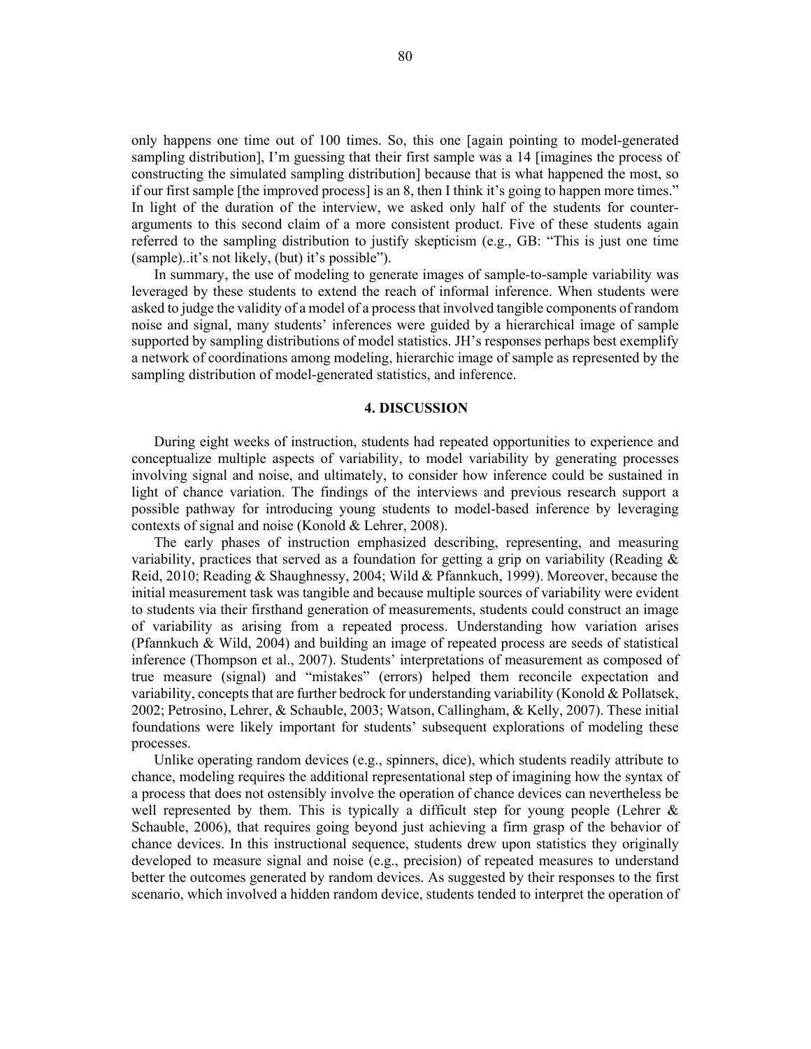only happens one time out of 100 times. So, this one [again pointing to model-generated sampling distribution], I'm guessing that their first sample was a 14 [imagines the process of constructing the simulated sampling distribution] because that is what happened the most, so if our first sample [the improved process] is an 8, then I think it's going to happen more times." In light of the duration of the interview, we asked only half of the students for counter-arguments to this second claim of a more consistent product. Five of these students again referred to the sampling distribution to justify skepticism (e.g., GB: "This is just one time (sample)..it's not likely, (but) it's possible").

In summary, the use of modeling to generate images of sample-to-sample variability was leveraged by these students to extend the reach of informal inference. When students were asked to judge the validity of a model of a process that involved tangible components of random noise and signal, many students' inferences were guided by a hierarchical image of sample supported by sampling distributions of model statistics. JH's responses perhaps best exemplify a network of coordinations among modeling, hierarchic image of sample as represented by the sampling distribution of model-generated statistics, and inference.

## 4. DISCUSSION

During eight weeks of instruction, students had repeated opportunities to experience and conceptualize multiple aspects of variability, to model variability by generating processes involving signal and noise, and ultimately, to consider how inference could be sustained in light of chance variation. The findings of the interviews and previous research support a possible pathway for introducing young students to model-based inference by leveraging contexts of signal and noise (Konold & Lehrer, 2008).

The early phases of instruction emphasized describing, representing, and measuring variability, practices that served as a foundation for getting a grip on variability (Reading & Reid, 2010; Reading & Shaughnessy, 2004; Wild & Pfannkuch, 1999). Moreover, because the initial measurement task was tangible and because multiple sources of variability were evident to students via their firsthand generation of measurements, students could construct an image of variability as arising from a repeated process. Understanding how variation arises (Pfannkuch & Wild, 2004) and building an image of repeated process are seeds of statistical inference (Thompson et al., 2007). Students' interpretations of measurement as composed of true measure (signal) and "mistakes" (errors) helped them reconcile expectation and variability, concepts that are further bedrock for understanding variability (Konold & Pollatsek, 2002; Petrosino, Lehrer, & Schauble, 2003; Watson, Callingham, & Kelly, 2007). These initial foundations were likely important for students' subsequent explorations of modeling these processes.

Unlike operating random devices (e.g., spinners, dice), which students readily attribute to chance, modeling requires the additional representational step of imagining how the syntax of a process that does not ostensibly involve the operation of chance devices can nevertheless be well represented by them. This is typically a difficult step for young people (Lehrer & Schauble, 2006), that requires going beyond just achieving a firm grasp of the behavior of chance devices. In this instructional sequence, students drew upon statistics they originally developed to measure signal and noise (e.g., precision) of repeated measures to understand better the outcomes generated by random devices. As suggested by their responses to the first scenario, which involved a hidden random device, students tended to interpret the operation of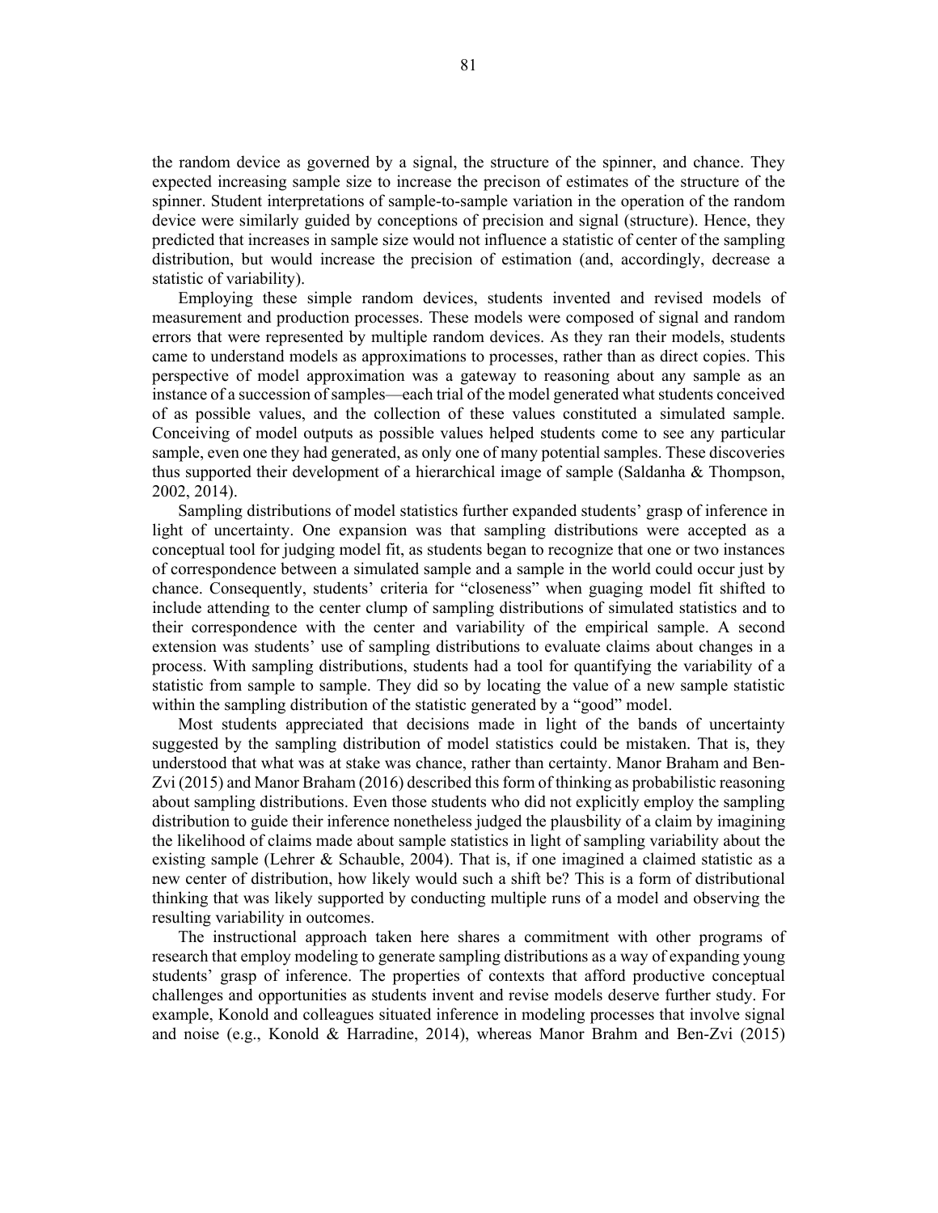the random device as governed by a signal, the structure of the spinner, and chance. They expected increasing sample size to increase the precison of estimates of the structure of the spinner. Student interpretations of sample-to-sample variation in the operation of the random device were similarly guided by conceptions of precision and signal (structure). Hence, they predicted that increases in sample size would not influence a statistic of center of the sampling distribution, but would increase the precision of estimation (and, accordingly, decrease a statistic of variability).

Employing these simple random devices, students invented and revised models of measurement and production processes. These models were composed of signal and random errors that were represented by multiple random devices. As they ran their models, students came to understand models as approximations to processes, rather than as direct copies. This perspective of model approximation was a gateway to reasoning about any sample as an instance of a succession of samples—each trial of the model generated what students conceived of as possible values, and the collection of these values constituted a simulated sample. Conceiving of model outputs as possible values helped students come to see any particular sample, even one they had generated, as only one of many potential samples. These discoveries thus supported their development of a hierarchical image of sample (Saldanha & Thompson, 2002, 2014).

Sampling distributions of model statistics further expanded students' grasp of inference in light of uncertainty. One expansion was that sampling distributions were accepted as a conceptual tool for judging model fit, as students began to recognize that one or two instances of correspondence between a simulated sample and a sample in the world could occur just by chance. Consequently, students' criteria for "closeness" when guaging model fit shifted to include attending to the center clump of sampling distributions of simulated statistics and to their correspondence with the center and variability of the empirical sample. A second extension was students' use of sampling distributions to evaluate claims about changes in a process. With sampling distributions, students had a tool for quantifying the variability of a statistic from sample to sample. They did so by locating the value of a new sample statistic within the sampling distribution of the statistic generated by a "good" model.

Most students appreciated that decisions made in light of the bands of uncertainty suggested by the sampling distribution of model statistics could be mistaken. That is, they understood that what was at stake was chance, rather than certainty. Manor Braham and Ben-Zvi (2015) and Manor Braham (2016) described this form of thinking as probabilistic reasoning about sampling distributions. Even those students who did not explicitly employ the sampling distribution to guide their inference nonetheless judged the plausbility of a claim by imagining the likelihood of claims made about sample statistics in light of sampling variability about the existing sample (Lehrer & Schauble, 2004). That is, if one imagined a claimed statistic as a new center of distribution, how likely would such a shift be? This is a form of distributional thinking that was likely supported by conducting multiple runs of a model and observing the resulting variability in outcomes.

The instructional approach taken here shares a commitment with other programs of research that employ modeling to generate sampling distributions as a way of expanding young students' grasp of inference. The properties of contexts that afford productive conceptual challenges and opportunities as students invent and revise models deserve further study. For example, Konold and colleagues situated inference in modeling processes that involve signal and noise (e.g., Konold & Harradine, 2014), whereas Manor Brahm and Ben-Zvi (2015)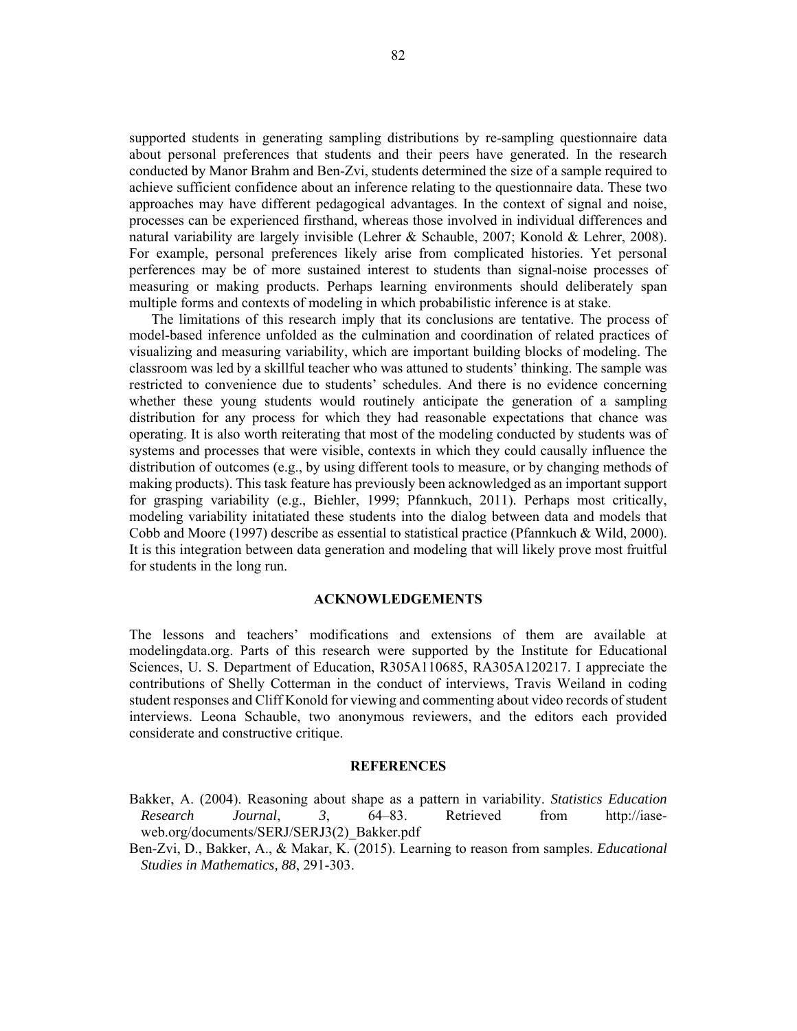supported students in generating sampling distributions by re-sampling questionnaire data about personal preferences that students and their peers have generated. In the research conducted by Manor Brahm and Ben-Zvi, students determined the size of a sample required to achieve sufficient confidence about an inference relating to the questionnaire data. These two approaches may have different pedagogical advantages. In the context of signal and noise, processes can be experienced firsthand, whereas those involved in individual differences and natural variability are largely invisible (Lehrer & Schauble, 2007; Konold & Lehrer, 2008). For example, personal preferences likely arise from complicated histories. Yet personal perferences may be of more sustained interest to students than signal-noise processes of measuring or making products. Perhaps learning environments should deliberately span multiple forms and contexts of modeling in which probabilistic inference is at stake.

The limitations of this research imply that its conclusions are tentative. The process of model-based inference unfolded as the culmination and coordination of related practices of visualizing and measuring variability, which are important building blocks of modeling. The classroom was led by a skillful teacher who was attuned to students' thinking. The sample was restricted to convenience due to students' schedules. And there is no evidence concerning whether these young students would routinely anticipate the generation of a sampling distribution for any process for which they had reasonable expectations that chance was operating. It is also worth reiterating that most of the modeling conducted by students was of systems and processes that were visible, contexts in which they could causally influence the distribution of outcomes (e.g., by using different tools to measure, or by changing methods of making products). This task feature has previously been acknowledged as an important support for grasping variability (e.g., Biehler, 1999; Pfannkuch, 2011). Perhaps most critically, modeling variability initatiated these students into the dialog between data and models that Cobb and Moore (1997) describe as essential to statistical practice (Pfannkuch & Wild, 2000). It is this integration between data generation and modeling that will likely prove most fruitful for students in the long run.

## ACKNOWLEDGEMENTS

The lessons and teachers' modifications and extensions of them are available at modelingdata.org. Parts of this research were supported by the Institute for Educational Sciences, U. S. Department of Education, R305A110685, RA305A120217. I appreciate the contributions of Shelly Cotterman in the conduct of interviews, Travis Weiland in coding student responses and Cliff Konold for viewing and commenting about video records of student interviews. Leona Schauble, two anonymous reviewers, and the editors each provided considerate and constructive critique.

## REFERENCES

Bakker, A. (2004). Reasoning about shape as a pattern in variability. *Statistics Education Research Journal*, *3*, 64–83. Retrieved from http://iase-web.org/documents/SERJ/SERJ3(2)_Bakker.pdf

Ben-Zvi, D., Bakker, A., & Makar, K. (2015). Learning to reason from samples. *Educational Studies in Mathematics, 88*, 291-303.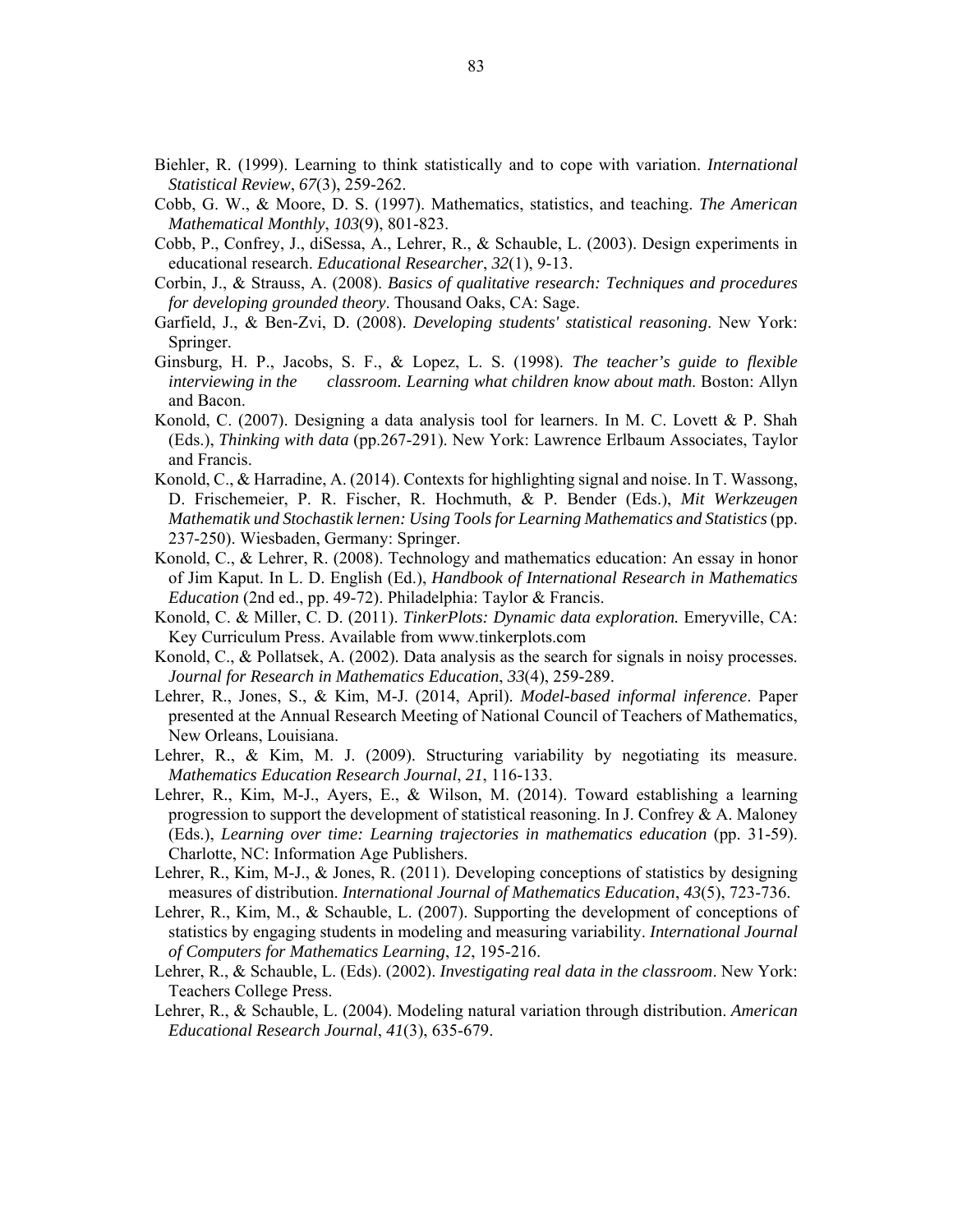Biehler, R. (1999). Learning to think statistically and to cope with variation. *International Statistical Review*, *67*(3), 259-262.

Cobb, G. W., & Moore, D. S. (1997). Mathematics, statistics, and teaching. *The American Mathematical Monthly*, *103*(9), 801-823.

Cobb, P., Confrey, J., diSessa, A., Lehrer, R., & Schauble, L. (2003). Design experiments in educational research. *Educational Researcher*, *32*(1), 9-13.

Corbin, J., & Strauss, A. (2008). *Basics of qualitative research: Techniques and procedures for developing grounded theory*. Thousand Oaks, CA: Sage.

Garfield, J., & Ben-Zvi, D. (2008). *Developing students' statistical reasoning*. New York: Springer.

Ginsburg, H. P., Jacobs, S. F., & Lopez, L. S. (1998). *The teacher's guide to flexible interviewing in the classroom. Learning what children know about math.* Boston: Allyn and Bacon.

Konold, C. (2007). Designing a data analysis tool for learners. In M. C. Lovett & P. Shah (Eds.), *Thinking with data* (pp.267-291). New York: Lawrence Erlbaum Associates, Taylor and Francis.

Konold, C., & Harradine, A. (2014). Contexts for highlighting signal and noise. In T. Wassong, D. Frischemeier, P. R. Fischer, R. Hochmuth, & P. Bender (Eds.), *Mit Werkzeugen Mathematik und Stochastik lernen: Using Tools for Learning Mathematics and Statistics* (pp. 237-250). Wiesbaden, Germany: Springer.

Konold, C., & Lehrer, R. (2008). Technology and mathematics education: An essay in honor of Jim Kaput. In L. D. English (Ed.), *Handbook of International Research in Mathematics Education* (2nd ed., pp. 49-72). Philadelphia: Taylor & Francis.

Konold, C. & Miller, C. D. (2011). *TinkerPlots: Dynamic data exploration.* Emeryville, CA: Key Curriculum Press. Available from www.tinkerplots.com

Konold, C., & Pollatsek, A. (2002). Data analysis as the search for signals in noisy processes. *Journal for Research in Mathematics Education*, *33*(4), 259-289.

Lehrer, R., Jones, S., & Kim, M-J. (2014, April). *Model-based informal inference*. Paper presented at the Annual Research Meeting of National Council of Teachers of Mathematics, New Orleans, Louisiana.

Lehrer, R., & Kim, M. J. (2009). Structuring variability by negotiating its measure. *Mathematics Education Research Journal*, *21*, 116-133.

Lehrer, R., Kim, M-J., Ayers, E., & Wilson, M. (2014). Toward establishing a learning progression to support the development of statistical reasoning. In J. Confrey & A. Maloney (Eds.), *Learning over time: Learning trajectories in mathematics education* (pp. 31-59). Charlotte, NC: Information Age Publishers.

Lehrer, R., Kim, M-J., & Jones, R. (2011). Developing conceptions of statistics by designing measures of distribution. *International Journal of Mathematics Education*, *43*(5), 723-736.

Lehrer, R., Kim, M., & Schauble, L. (2007). Supporting the development of conceptions of statistics by engaging students in modeling and measuring variability. *International Journal of Computers for Mathematics Learning*, *12*, 195-216.

Lehrer, R., & Schauble, L. (Eds). (2002). *Investigating real data in the classroom*. New York: Teachers College Press.

Lehrer, R., & Schauble, L. (2004). Modeling natural variation through distribution. *American Educational Research Journal*, *41*(3), 635-679.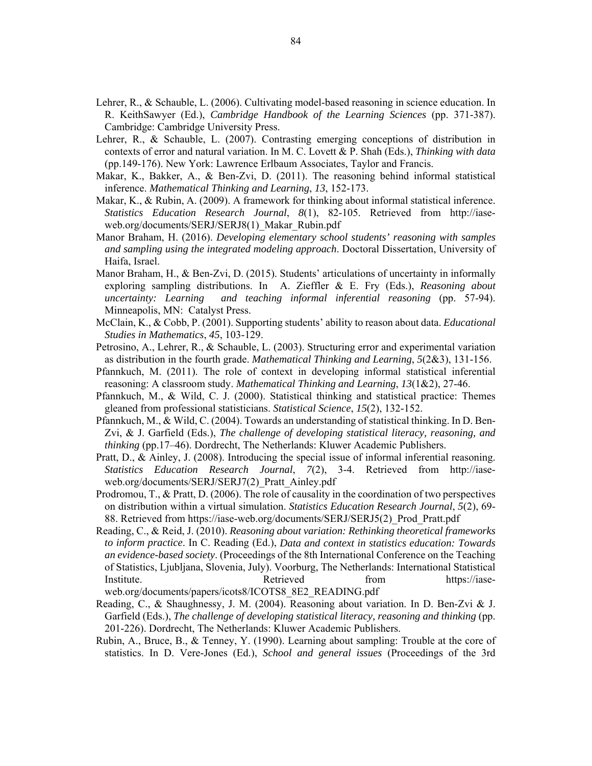Lehrer, R., & Schauble, L. (2006). Cultivating model-based reasoning in science education. In R. KeithSawyer (Ed.), *Cambridge Handbook of the Learning Sciences* (pp. 371-387). Cambridge: Cambridge University Press.

Lehrer, R., & Schauble, L. (2007). Contrasting emerging conceptions of distribution in contexts of error and natural variation. In M. C. Lovett & P. Shah (Eds.), *Thinking with data* (pp.149-176). New York: Lawrence Erlbaum Associates, Taylor and Francis.

Makar, K., Bakker, A., & Ben-Zvi, D. (2011). The reasoning behind informal statistical inference. *Mathematical Thinking and Learning*, *13*, 152-173.

Makar, K., & Rubin, A. (2009). A framework for thinking about informal statistical inference. *Statistics Education Research Journal*, *8*(1), 82-105. Retrieved from http://iase-web.org/documents/SERJ/SERJ8(1)_Makar_Rubin.pdf

Manor Braham, H. (2016). *Developing elementary school students' reasoning with samples and sampling using the integrated modeling approach*. Doctoral Dissertation, University of Haifa, Israel.

Manor Braham, H., & Ben-Zvi, D. (2015). Students' articulations of uncertainty in informally exploring sampling distributions. In A. Zieffler & E. Fry (Eds.), *Reasoning about uncertainty: Learning and teaching informal inferential reasoning* (pp. 57-94). Minneapolis, MN: Catalyst Press.

McClain, K., & Cobb, P. (2001). Supporting students' ability to reason about data. *Educational Studies in Mathematics*, *45*, 103-129.

Petrosino, A., Lehrer, R., & Schauble, L. (2003). Structuring error and experimental variation as distribution in the fourth grade. *Mathematical Thinking and Learning*, *5*(2&3), 131-156.

Pfannkuch, M. (2011). The role of context in developing informal statistical inferential reasoning: A classroom study. *Mathematical Thinking and Learning*, *13*(1&2), 27-46.

Pfannkuch, M., & Wild, C. J. (2000). Statistical thinking and statistical practice: Themes gleaned from professional statisticians. *Statistical Science*, *15*(2), 132-152.

Pfannkuch, M., & Wild, C. (2004). Towards an understanding of statistical thinking. In D. Ben-Zvi, & J. Garfield (Eds.), *The challenge of developing statistical literacy, reasoning, and thinking* (pp.17–46). Dordrecht, The Netherlands: Kluwer Academic Publishers.

Pratt, D., & Ainley, J. (2008). Introducing the special issue of informal inferential reasoning. *Statistics Education Research Journal*, *7*(2), 3-4. Retrieved from http://iase-web.org/documents/SERJ/SERJ7(2)_Pratt_Ainley.pdf

Prodromou, T., & Pratt, D. (2006). The role of causality in the coordination of two perspectives on distribution within a virtual simulation. *Statistics Education Research Journal*, *5*(2), 69-88. Retrieved from https://iase-web.org/documents/SERJ/SERJ5(2)_Prod_Pratt.pdf

Reading, C., & Reid, J. (2010). *Reasoning about variation: Rethinking theoretical frameworks to inform practice*. In C. Reading (Ed.), *Data and context in statistics education: Towards an evidence-based society*. (Proceedings of the 8th International Conference on the Teaching of Statistics, Ljubljana, Slovenia, July). Voorburg, The Netherlands: International Statistical Institute. Retrieved from https://iase-web.org/documents/papers/icots8/ICOTS8_8E2_READING.pdf

Reading, C., & Shaughnessy, J. M. (2004). Reasoning about variation. In D. Ben-Zvi & J. Garfield (Eds.), *The challenge of developing statistical literacy, reasoning and thinking* (pp. 201-226). Dordrecht, The Netherlands: Kluwer Academic Publishers.

Rubin, A., Bruce, B., & Tenney, Y. (1990). Learning about sampling: Trouble at the core of statistics. In D. Vere-Jones (Ed.), *School and general issues* (Proceedings of the 3rd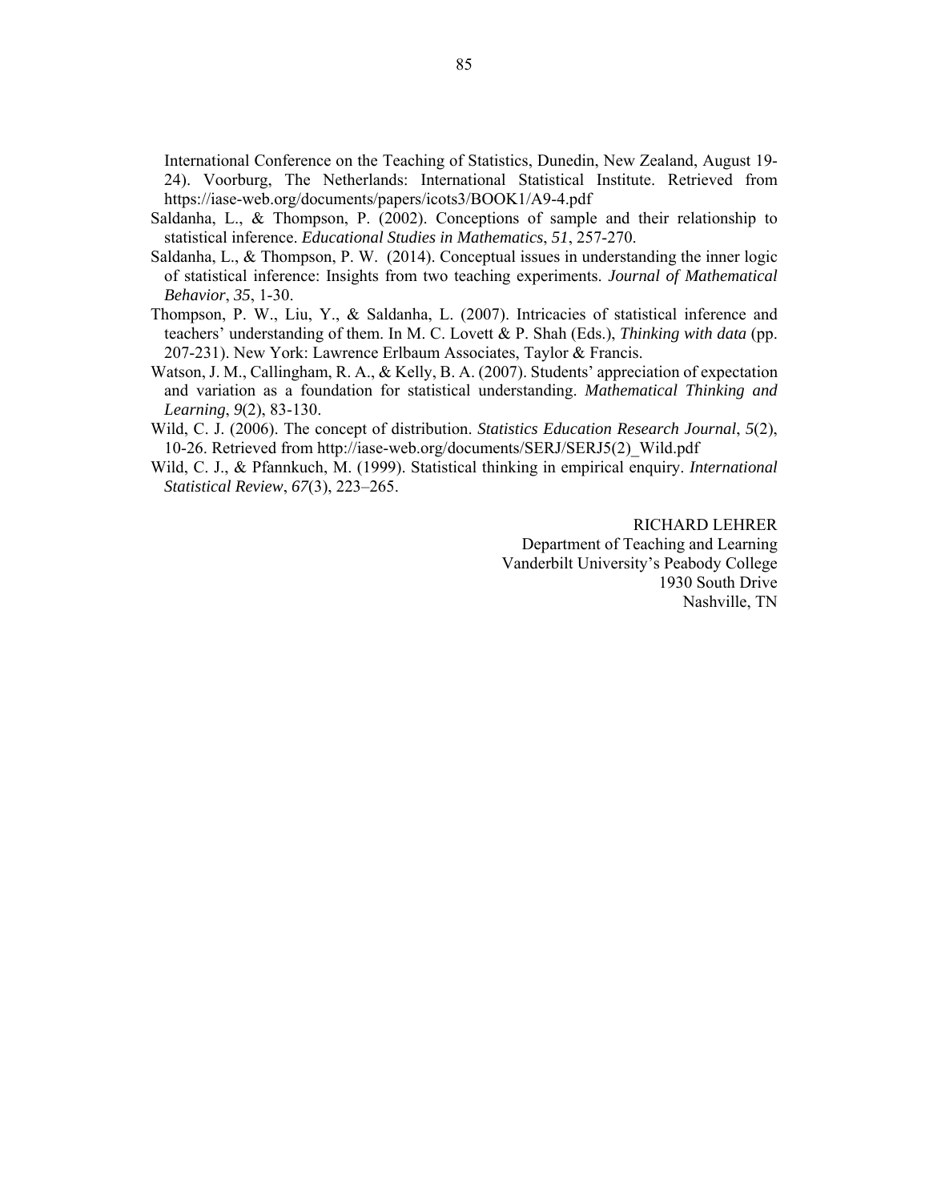International Conference on the Teaching of Statistics, Dunedin, New Zealand, August 19-24). Voorburg, The Netherlands: International Statistical Institute. Retrieved from https://iase-web.org/documents/papers/icots3/BOOK1/A9-4.pdf

Saldanha, L., & Thompson, P. (2002). Conceptions of sample and their relationship to statistical inference. *Educational Studies in Mathematics*, *51*, 257-270.

Saldanha, L., & Thompson, P. W. (2014). Conceptual issues in understanding the inner logic of statistical inference: Insights from two teaching experiments. *Journal of Mathematical Behavior*, *35*, 1-30.

Thompson, P. W., Liu, Y., & Saldanha, L. (2007). Intricacies of statistical inference and teachers' understanding of them. In M. C. Lovett & P. Shah (Eds.), *Thinking with data* (pp. 207-231). New York: Lawrence Erlbaum Associates, Taylor & Francis.

Watson, J. M., Callingham, R. A., & Kelly, B. A. (2007). Students' appreciation of expectation and variation as a foundation for statistical understanding. *Mathematical Thinking and Learning*, *9*(2), 83-130.

Wild, C. J. (2006). The concept of distribution. *Statistics Education Research Journal*, *5*(2), 10-26. Retrieved from http://iase-web.org/documents/SERJ/SERJ5(2)_Wild.pdf

Wild, C. J., & Pfannkuch, M. (1999). Statistical thinking in empirical enquiry. *International Statistical Review*, *67*(3), 223–265.

RICHARD LEHRER
Department of Teaching and Learning
Vanderbilt University's Peabody College
1930 South Drive
Nashville, TN